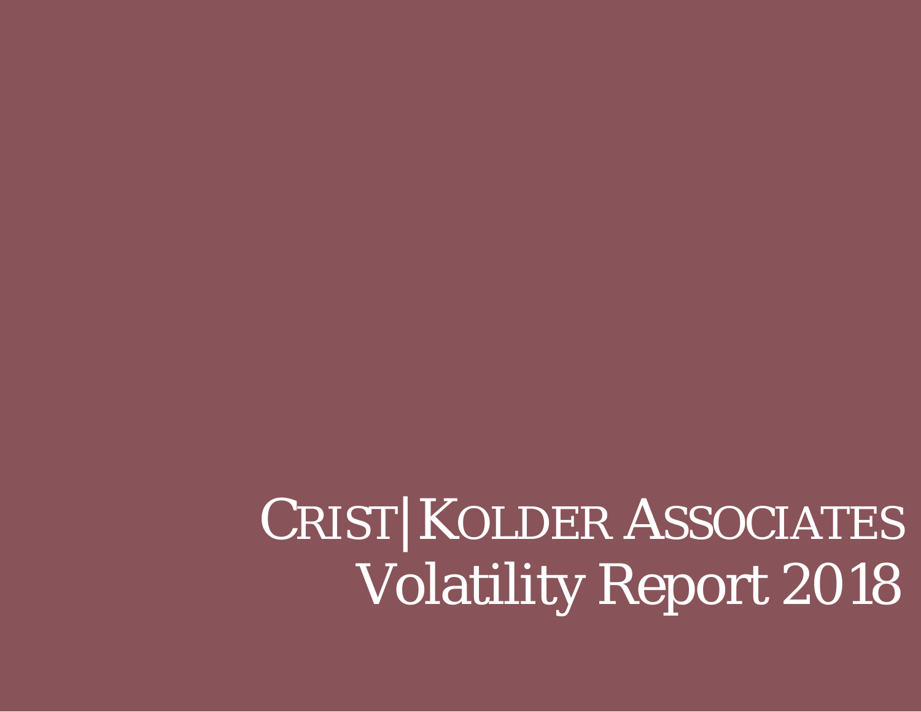# CRIST|KOLDER ASSOCIATES

# Volatility Report 2018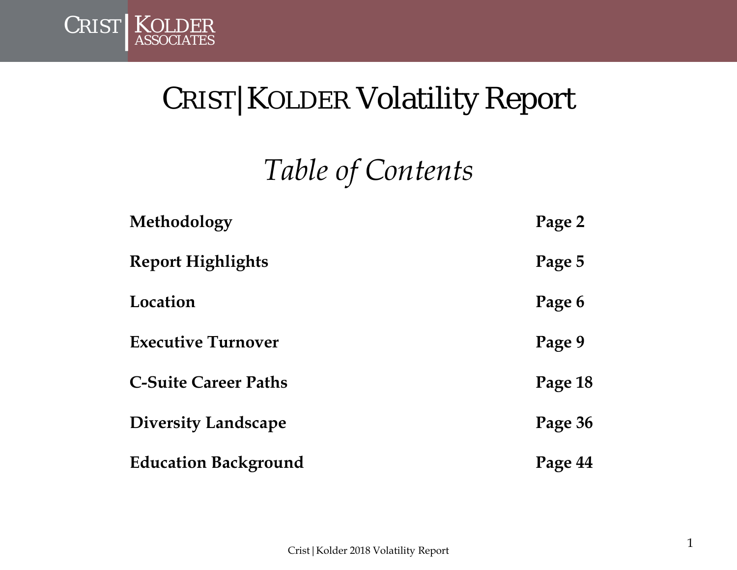# CRIST|KOLDER Volatility Report

## *Table of Contents*

| | |
|---|---|
| **Methodology** | **Page 2** |
| **Report Highlights** | **Page 5** |
| **Location** | **Page 6** |
| **Executive Turnover** | **Page 9** |
| **C-Suite Career Paths** | **Page 18** |
| **Diversity Landscape** | **Page 36** |
| **Education Background** | **Page 44** |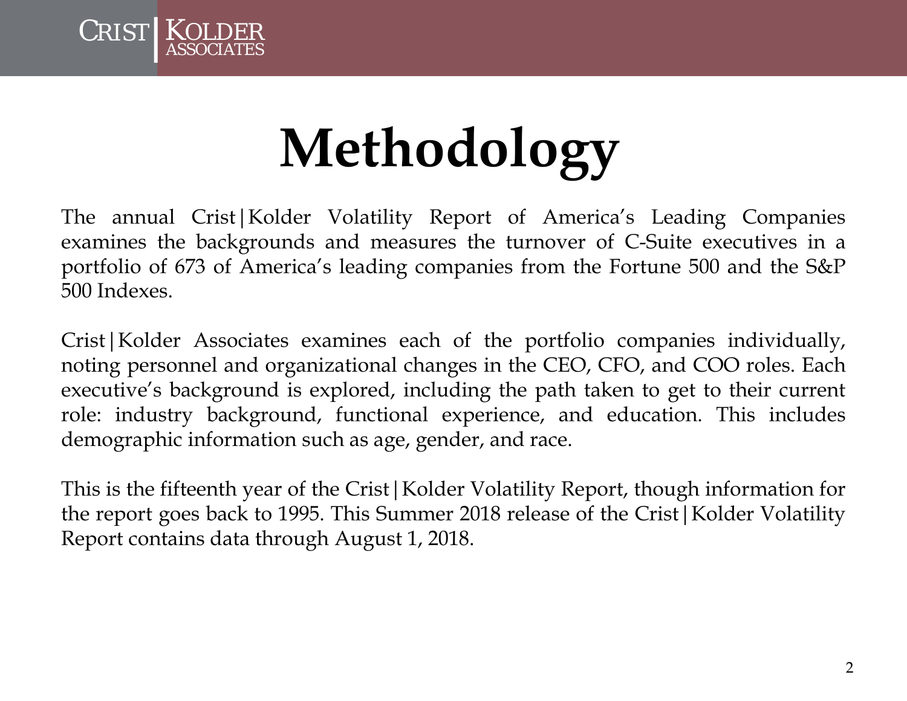# Methodology

The annual Crist|Kolder Volatility Report of America's Leading Companies examines the backgrounds and measures the turnover of C-Suite executives in a portfolio of 673 of America's leading companies from the Fortune 500 and the S&P 500 Indexes.

Crist|Kolder Associates examines each of the portfolio companies individually, noting personnel and organizational changes in the CEO, CFO, and COO roles. Each executive's background is explored, including the path taken to get to their current role: industry background, functional experience, and education. This includes demographic information such as age, gender, and race.

This is the fifteenth year of the Crist|Kolder Volatility Report, though information for the report goes back to 1995. This Summer 2018 release of the Crist|Kolder Volatility Report contains data through August 1, 2018.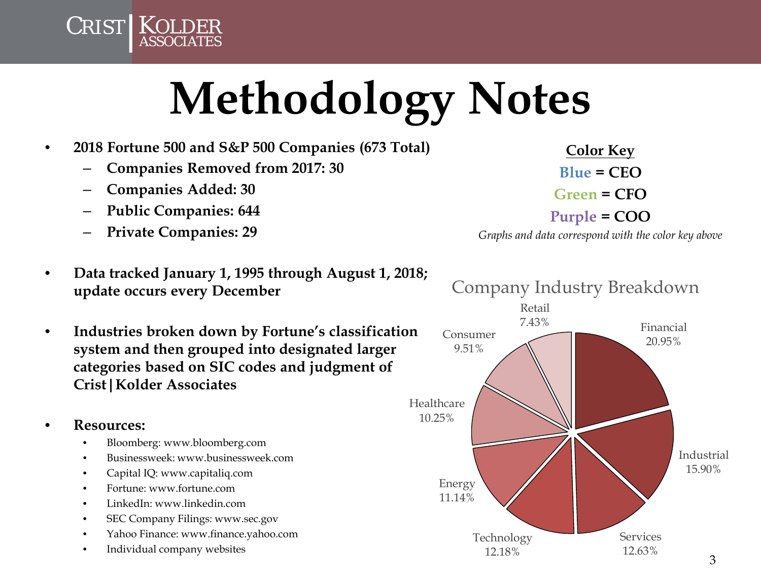# Methodology Notes

- **2018 Fortune 500 and S&P 500 Companies (673 Total)**
  - **Companies Removed from 2017: 30**
  - **Companies Added: 30**
  - **Public Companies: 644**
  - **Private Companies: 29**

- **Data tracked January 1, 1995 through August 1, 2018; update occurs every December**

- **Industries broken down by Fortune's classification system and then grouped into designated larger categories based on SIC codes and judgment of Crist|Kolder Associates**

- **Resources:**
  - Bloomberg: www.bloomberg.com
  - Businessweek: www.businessweek.com
  - Capital IQ: www.capitaliq.com
  - Fortune: www.fortune.com
  - LinkedIn: www.linkedin.com
  - SEC Company Filings: www.sec.gov
  - Yahoo Finance: www.finance.yahoo.com
  - Individual company websites

**Color Key**

**Blue = CEO**

**Green = CFO**

**Purple = COO**

*Graphs and data correspond with the color key above*

Company Industry Breakdown

| Industry | Percentage |
| --- | --- |
| Financial | 20.95% |
| Industrial | 15.90% |
| Services | 12.63% |
| Technology | 12.18% |
| Energy | 11.14% |
| Healthcare | 10.25% |
| Consumer | 9.51% |
| Retail | 7.43% |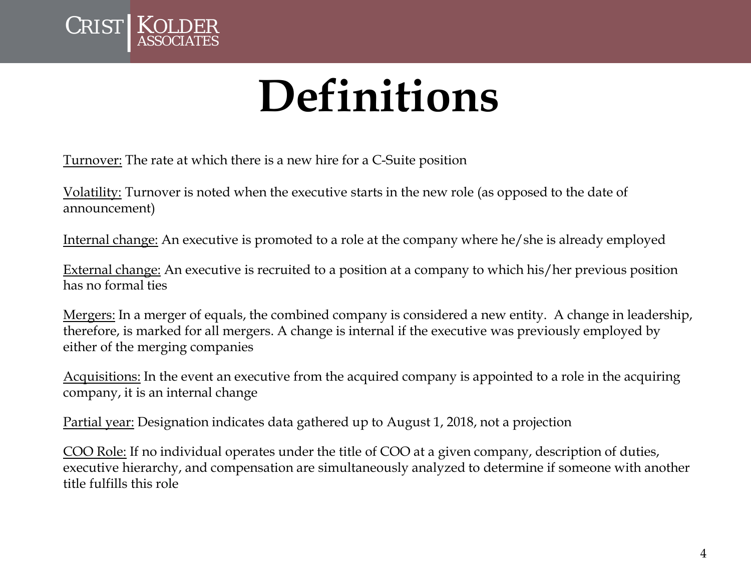# Definitions

Turnover: The rate at which there is a new hire for a C-Suite position

Volatility: Turnover is noted when the executive starts in the new role (as opposed to the date of announcement)

Internal change: An executive is promoted to a role at the company where he/she is already employed

External change: An executive is recruited to a position at a company to which his/her previous position has no formal ties

Mergers: In a merger of equals, the combined company is considered a new entity. A change in leadership, therefore, is marked for all mergers. A change is internal if the executive was previously employed by either of the merging companies

Acquisitions: In the event an executive from the acquired company is appointed to a role in the acquiring company, it is an internal change

Partial year: Designation indicates data gathered up to August 1, 2018, not a projection

COO Role: If no individual operates under the title of COO at a given company, description of duties, executive hierarchy, and compensation are simultaneously analyzed to determine if someone with another title fulfills this role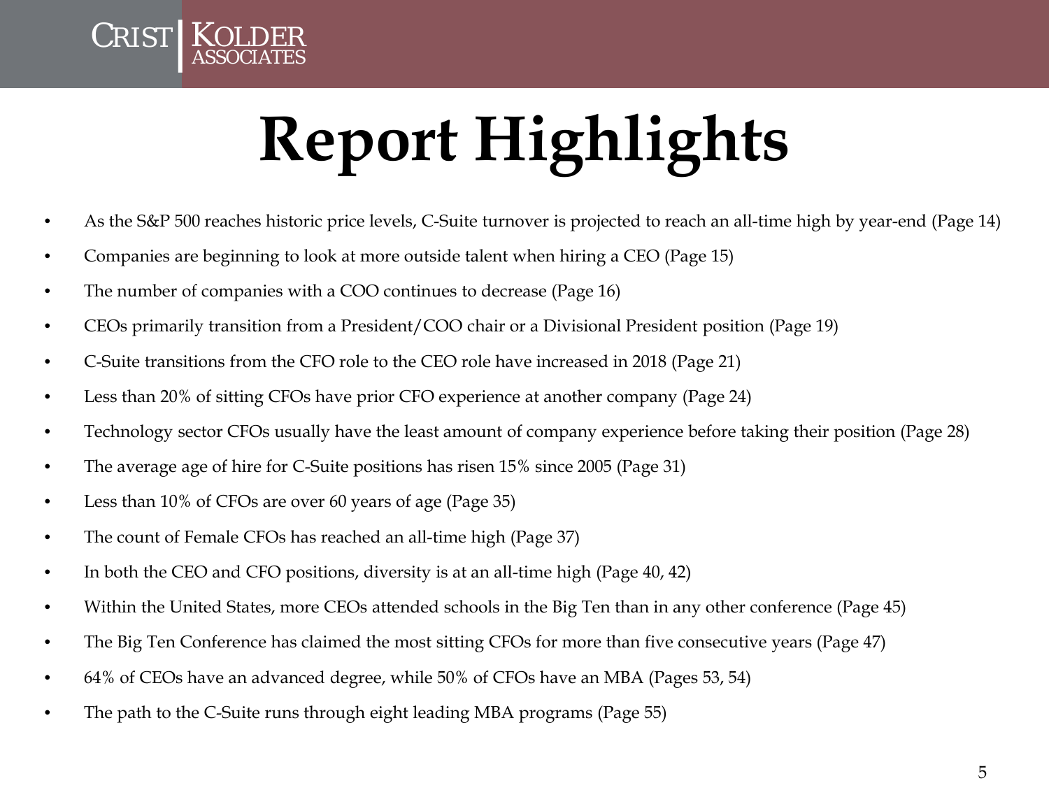# Report Highlights

- As the S&P 500 reaches historic price levels, C-Suite turnover is projected to reach an all-time high by year-end (Page 14)
- Companies are beginning to look at more outside talent when hiring a CEO (Page 15)
- The number of companies with a COO continues to decrease (Page 16)
- CEOs primarily transition from a President/COO chair or a Divisional President position (Page 19)
- C-Suite transitions from the CFO role to the CEO role have increased in 2018 (Page 21)
- Less than 20% of sitting CFOs have prior CFO experience at another company (Page 24)
- Technology sector CFOs usually have the least amount of company experience before taking their position (Page 28)
- The average age of hire for C-Suite positions has risen 15% since 2005 (Page 31)
- Less than 10% of CFOs are over 60 years of age (Page 35)
- The count of Female CFOs has reached an all-time high (Page 37)
- In both the CEO and CFO positions, diversity is at an all-time high (Page 40, 42)
- Within the United States, more CEOs attended schools in the Big Ten than in any other conference (Page 45)
- The Big Ten Conference has claimed the most sitting CFOs for more than five consecutive years (Page 47)
- 64% of CEOs have an advanced degree, while 50% of CFOs have an MBA (Pages 53, 54)
- The path to the C-Suite runs through eight leading MBA programs (Page 55)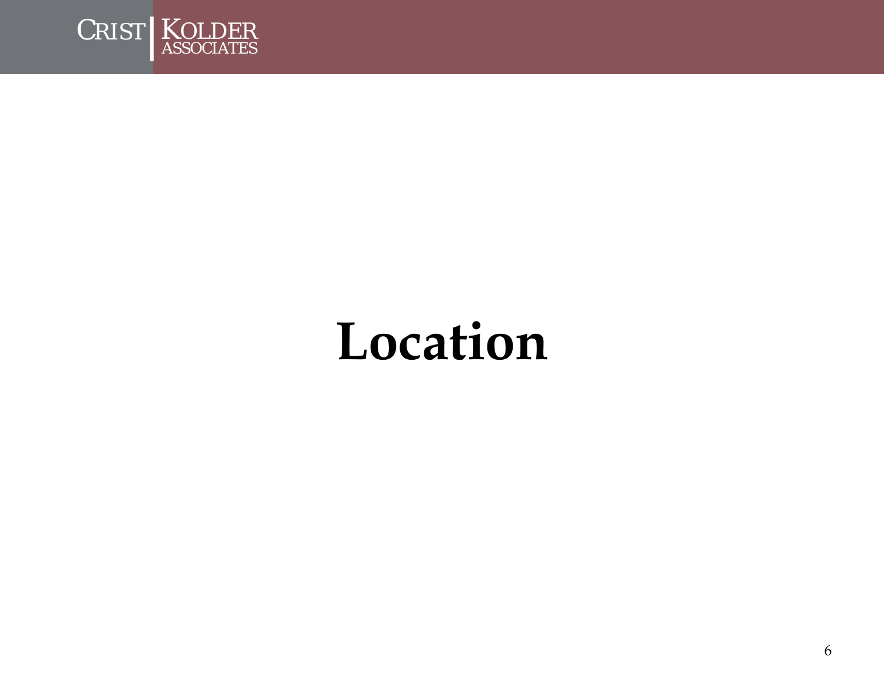# Location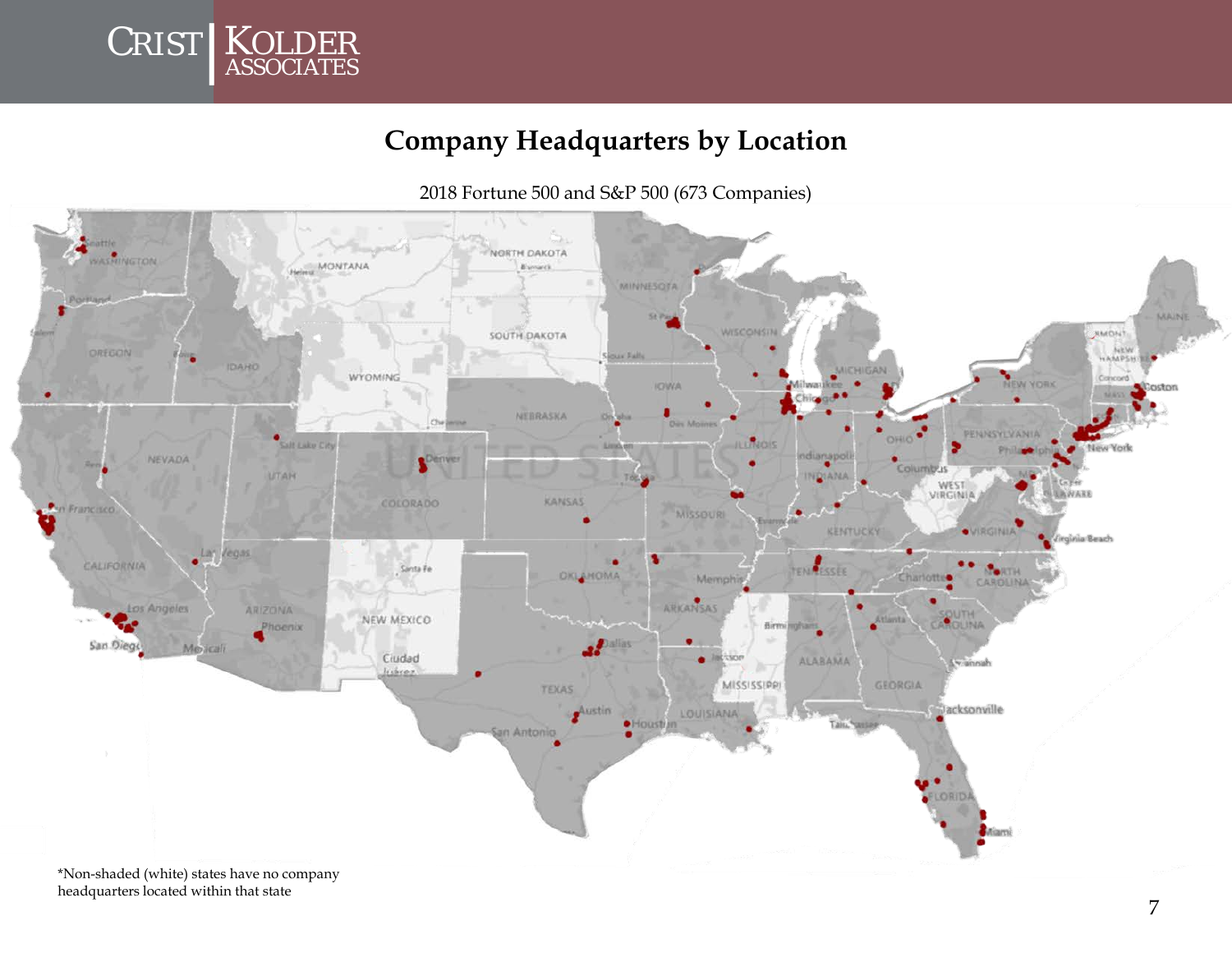# Company Headquarters by Location

2018 Fortune 500 and S&P 500 (673 Companies)

*Non-shaded (white) states have no company headquarters located within that state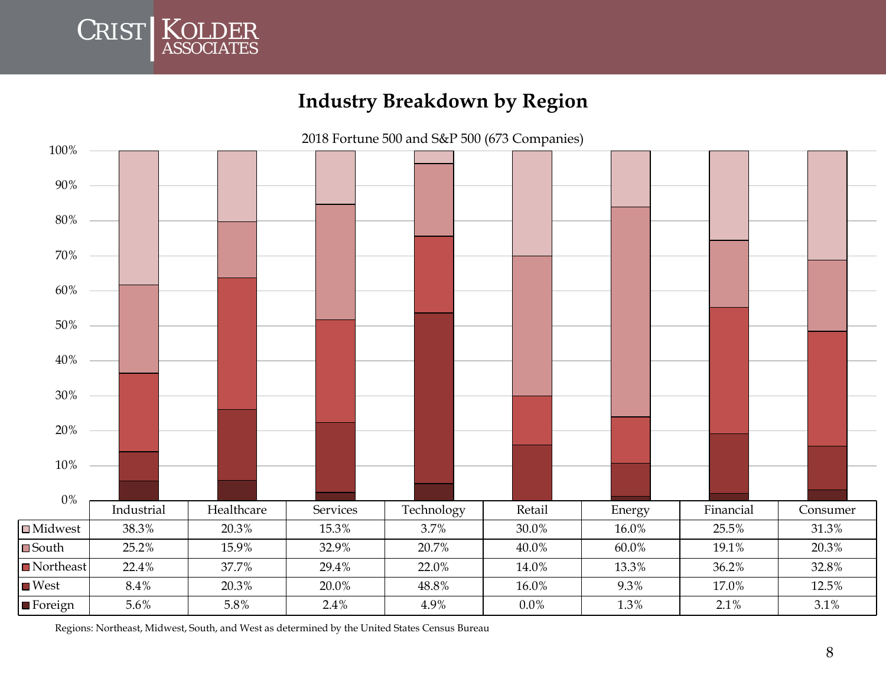## Industry Breakdown by Region

2018 Fortune 500 and S&P 500 (673 Companies)

| | Industrial | Healthcare | Services | Technology | Retail | Energy | Financial | Consumer |
|---|---|---|---|---|---|---|---|---|
| Midwest | 38.3% | 20.3% | 15.3% | 3.7% | 30.0% | 16.0% | 25.5% | 31.3% |
| South | 25.2% | 15.9% | 32.9% | 20.7% | 40.0% | 60.0% | 19.1% | 20.3% |
| Northeast | 22.4% | 37.7% | 29.4% | 22.0% | 14.0% | 13.3% | 36.2% | 32.8% |
| West | 8.4% | 20.3% | 20.0% | 48.8% | 16.0% | 9.3% | 17.0% | 12.5% |
| Foreign | 5.6% | 5.8% | 2.4% | 4.9% | 0.0% | 1.3% | 2.1% | 3.1% |

Regions: Northeast, Midwest, South, and West as determined by the United States Census Bureau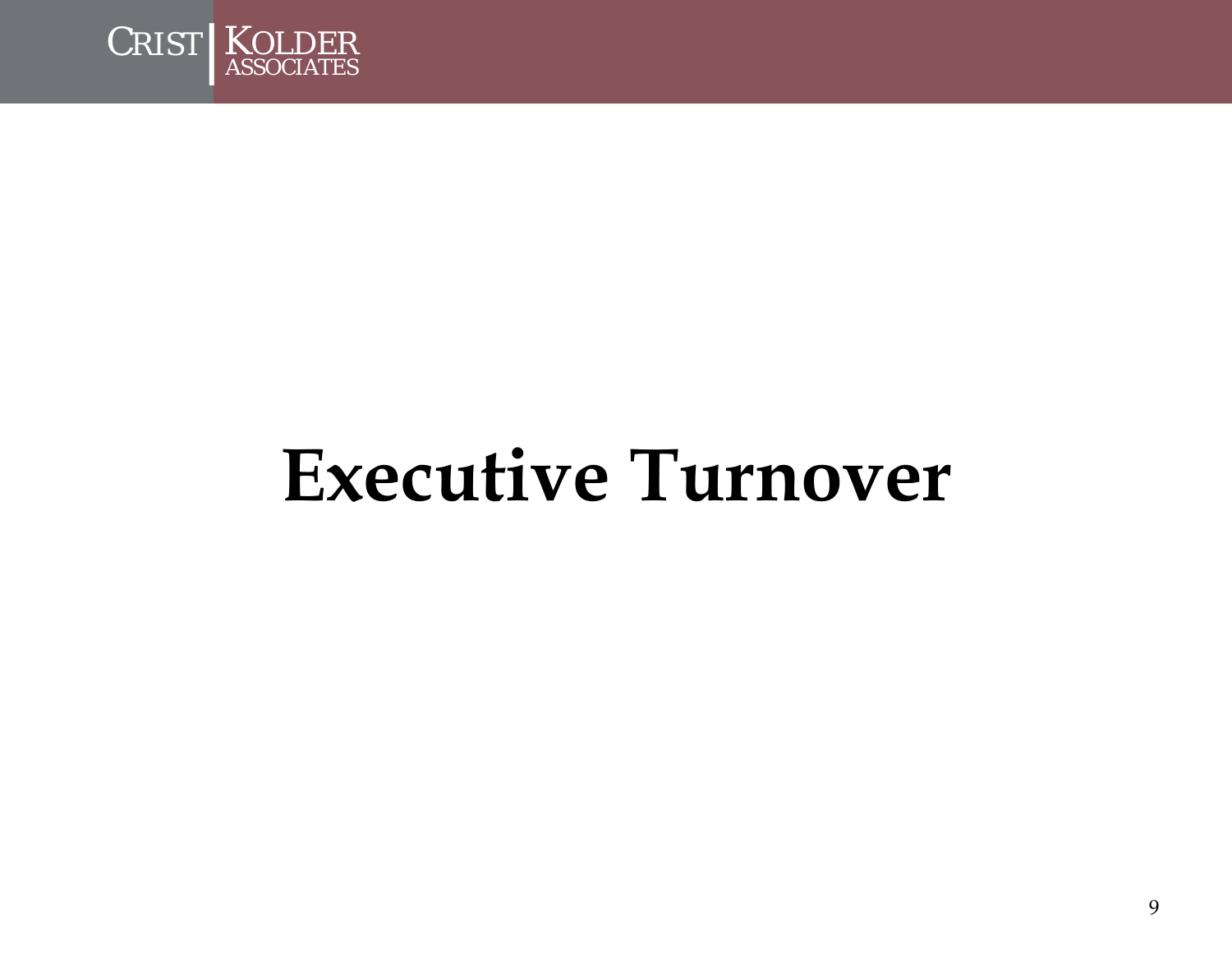# Executive Turnover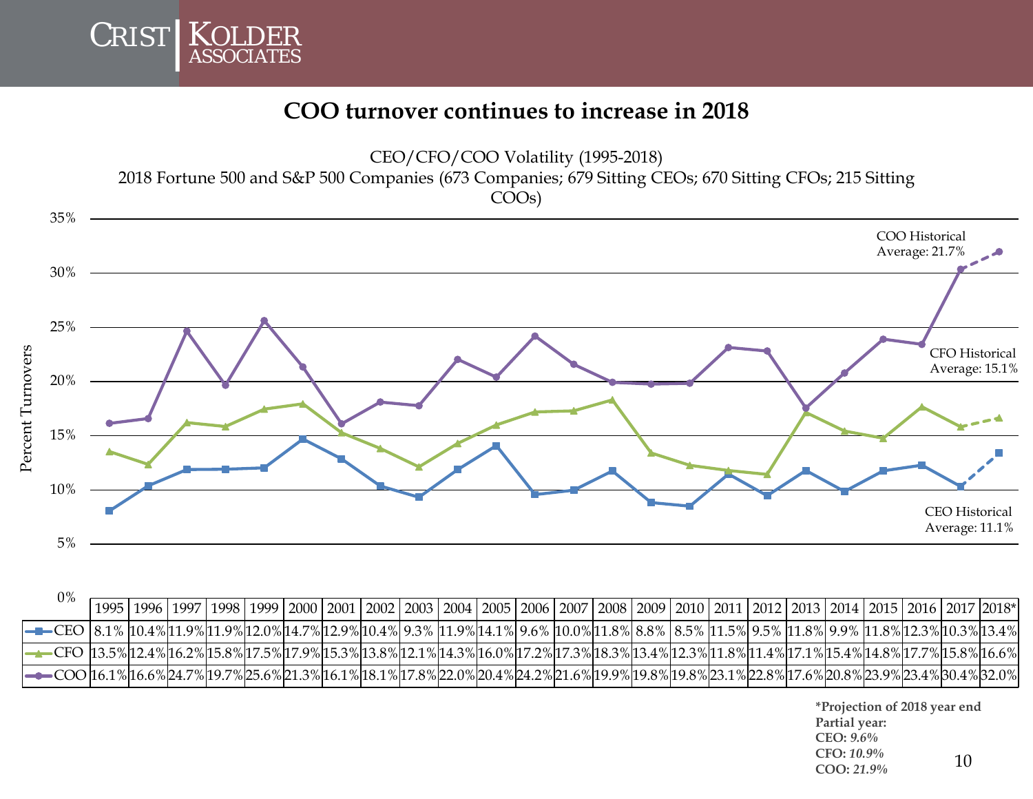# COO turnover continues to increase in 2018

CEO/CFO/COO Volatility (1995-2018)
2018 Fortune 500 and S&P 500 Companies (673 Companies; 679 Sitting CEOs; 670 Sitting CFOs; 215 Sitting COOs)

COO Historical Average: 21.7%

CFO Historical Average: 15.1%

CEO Historical Average: 11.1%

| | 1995 | 1996 | 1997 | 1998 | 1999 | 2000 | 2001 | 2002 | 2003 | 2004 | 2005 | 2006 | 2007 | 2008 | 2009 | 2010 | 2011 | 2012 | 2013 | 2014 | 2015 | 2016 | 2017 | 2018* |
|---|---|---|---|---|---|---|---|---|---|---|---|---|---|---|---|---|---|---|---|---|---|---|---|---|
| CEO | 8.1% | 10.4% | 11.9% | 11.9% | 12.0% | 14.7% | 12.9% | 10.4% | 9.3% | 11.9% | 14.1% | 9.6% | 10.0% | 11.8% | 8.8% | 8.5% | 11.5% | 9.5% | 11.8% | 9.9% | 11.8% | 12.3% | 10.3% | 13.4% |
| CFO | 13.5% | 12.4% | 16.2% | 15.8% | 17.5% | 17.9% | 15.3% | 13.8% | 12.1% | 14.3% | 16.0% | 17.2% | 17.3% | 18.3% | 13.4% | 12.3% | 11.8% | 11.4% | 17.1% | 15.4% | 14.8% | 17.7% | 15.8% | 16.6% |
| COO | 16.1% | 16.6% | 24.7% | 19.7% | 25.6% | 21.3% | 16.1% | 18.1% | 17.8% | 22.0% | 20.4% | 24.2% | 21.6% | 19.9% | 19.8% | 19.8% | 23.1% | 22.8% | 17.6% | 20.8% | 23.9% | 23.4% | 30.4% | 32.0% |

**\*Projection of 2018 year end**
**Partial year:**
**CEO:** ***9.6%***
**CFO:** ***10.9%***
**COO:** ***21.9%***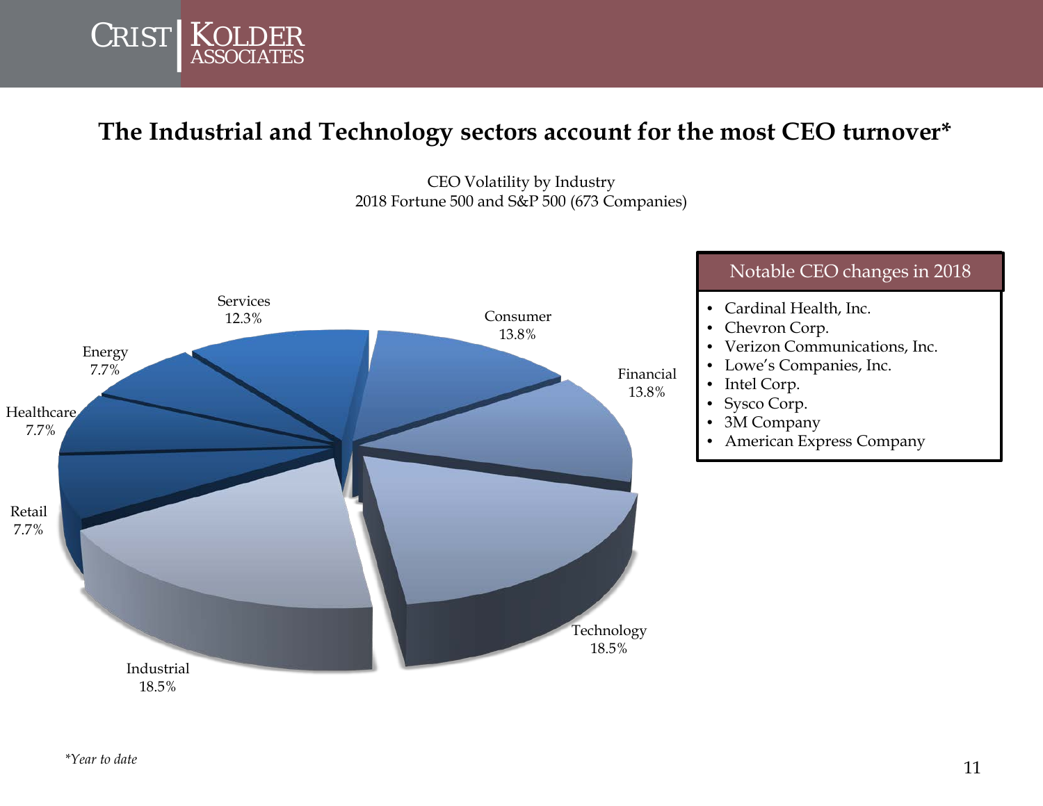# The Industrial and Technology sectors account for the most CEO turnover*

CEO Volatility by Industry
2018 Fortune 500 and S&P 500 (673 Companies)

| Industry | Share |
|---|---|
| Industrial | 18.5% |
| Technology | 18.5% |
| Consumer | 13.8% |
| Financial | 13.8% |
| Services | 12.3% |
| Energy | 7.7% |
| Healthcare | 7.7% |
| Retail | 7.7% |

**Notable CEO changes in 2018**

- Cardinal Health, Inc.
- Chevron Corp.
- Verizon Communications, Inc.
- Lowe's Companies, Inc.
- Intel Corp.
- Sysco Corp.
- 3M Company
- American Express Company

*\*Year to date*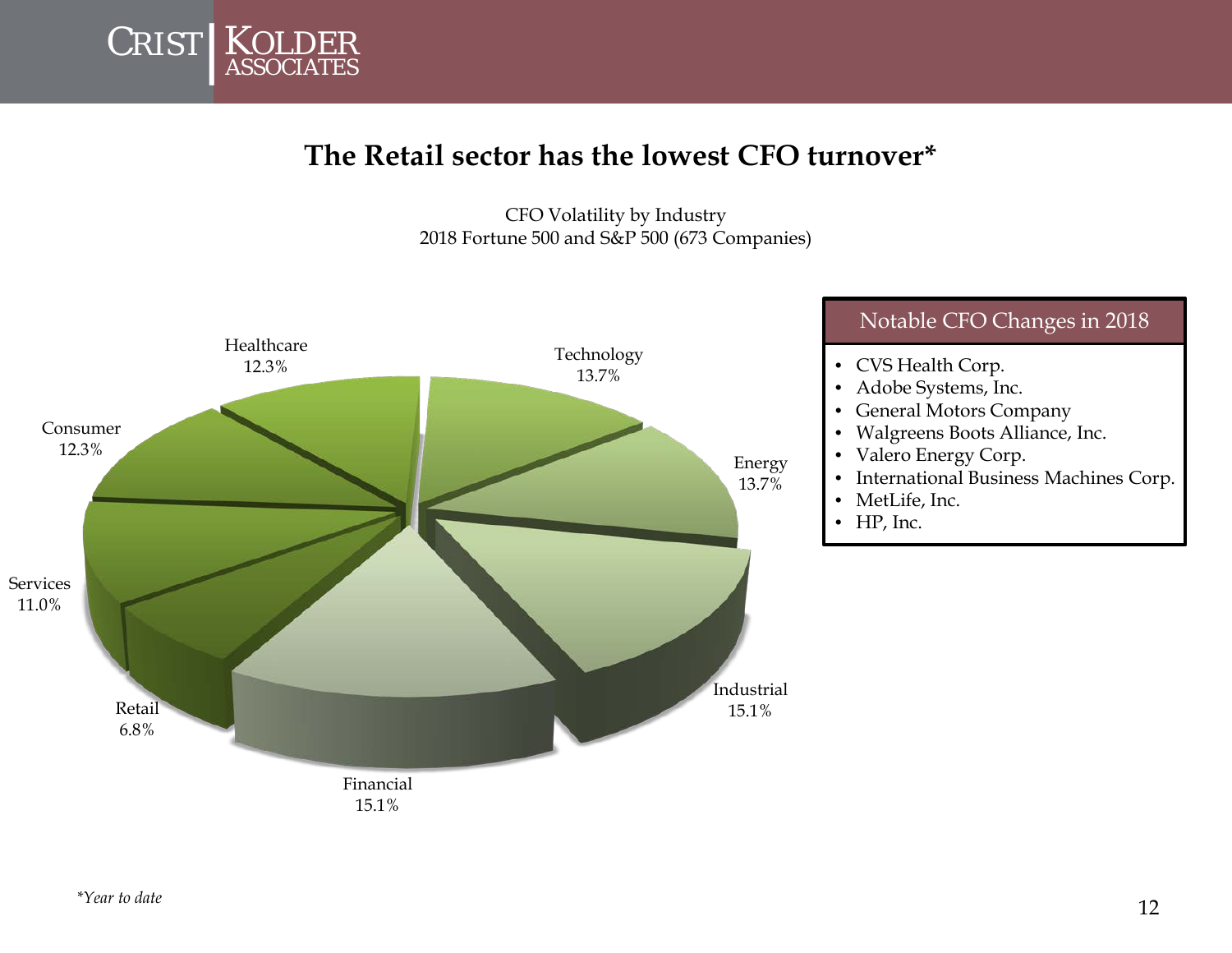# The Retail sector has the lowest CFO turnover*

CFO Volatility by Industry
2018 Fortune 500 and S&P 500 (673 Companies)

| Industry | Percentage |
| --- | --- |
| Healthcare | 12.3% |
| Technology | 13.7% |
| Energy | 13.7% |
| Industrial | 15.1% |
| Financial | 15.1% |
| Retail | 6.8% |
| Services | 11.0% |
| Consumer | 12.3% |

## Notable CFO Changes in 2018

- CVS Health Corp.
- Adobe Systems, Inc.
- General Motors Company
- Walgreens Boots Alliance, Inc.
- Valero Energy Corp.
- International Business Machines Corp.
- MetLife, Inc.
- HP, Inc.

*\*Year to date*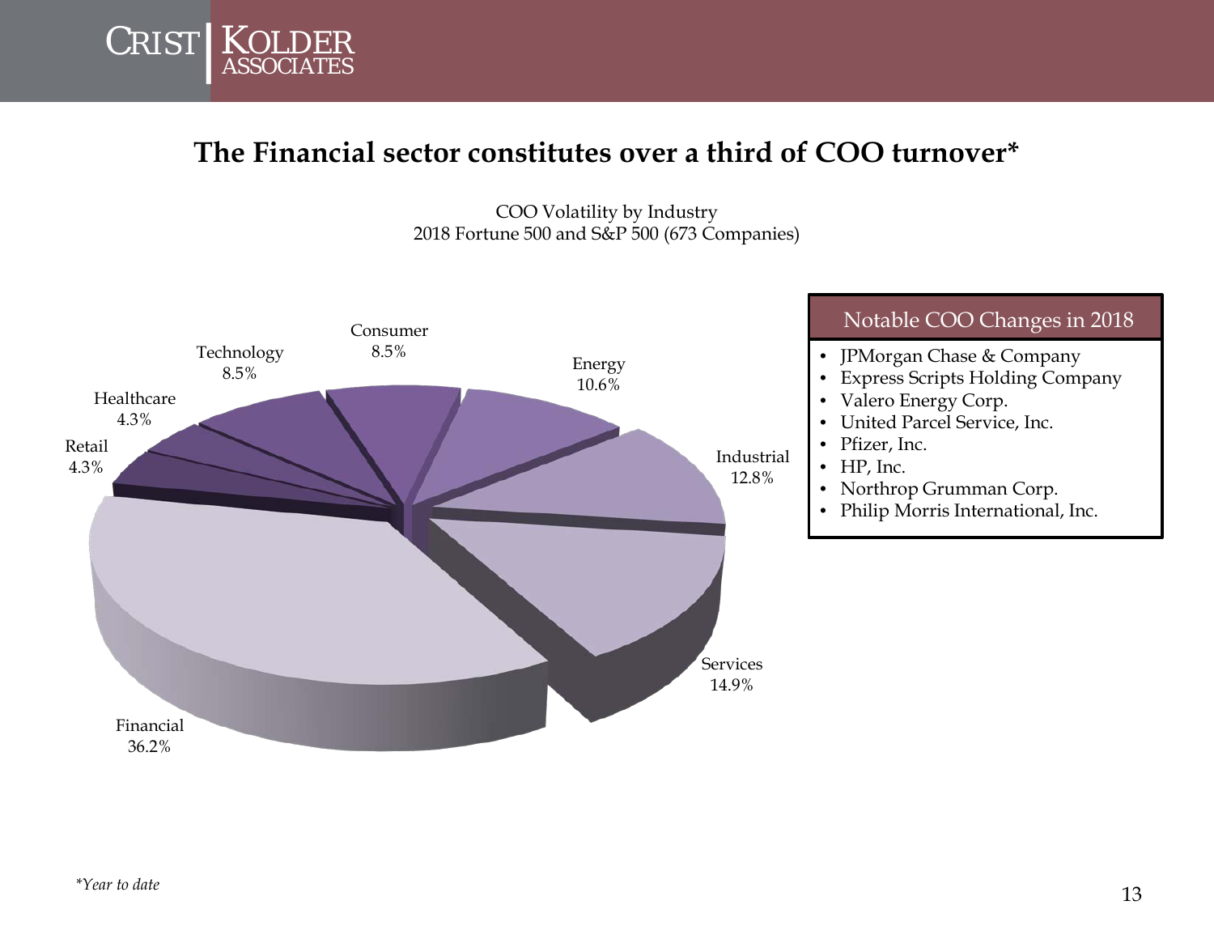# The Financial sector constitutes over a third of COO turnover*

COO Volatility by Industry
2018 Fortune 500 and S&P 500 (673 Companies)

| Industry | Share |
| --- | --- |
| Financial | 36.2% |
| Services | 14.9% |
| Industrial | 12.8% |
| Energy | 10.6% |
| Consumer | 8.5% |
| Technology | 8.5% |
| Healthcare | 4.3% |
| Retail | 4.3% |

## Notable COO Changes in 2018

- JPMorgan Chase & Company
- Express Scripts Holding Company
- Valero Energy Corp.
- United Parcel Service, Inc.
- Pfizer, Inc.
- HP, Inc.
- Northrop Grumman Corp.
- Philip Morris International, Inc.

*\*Year to date*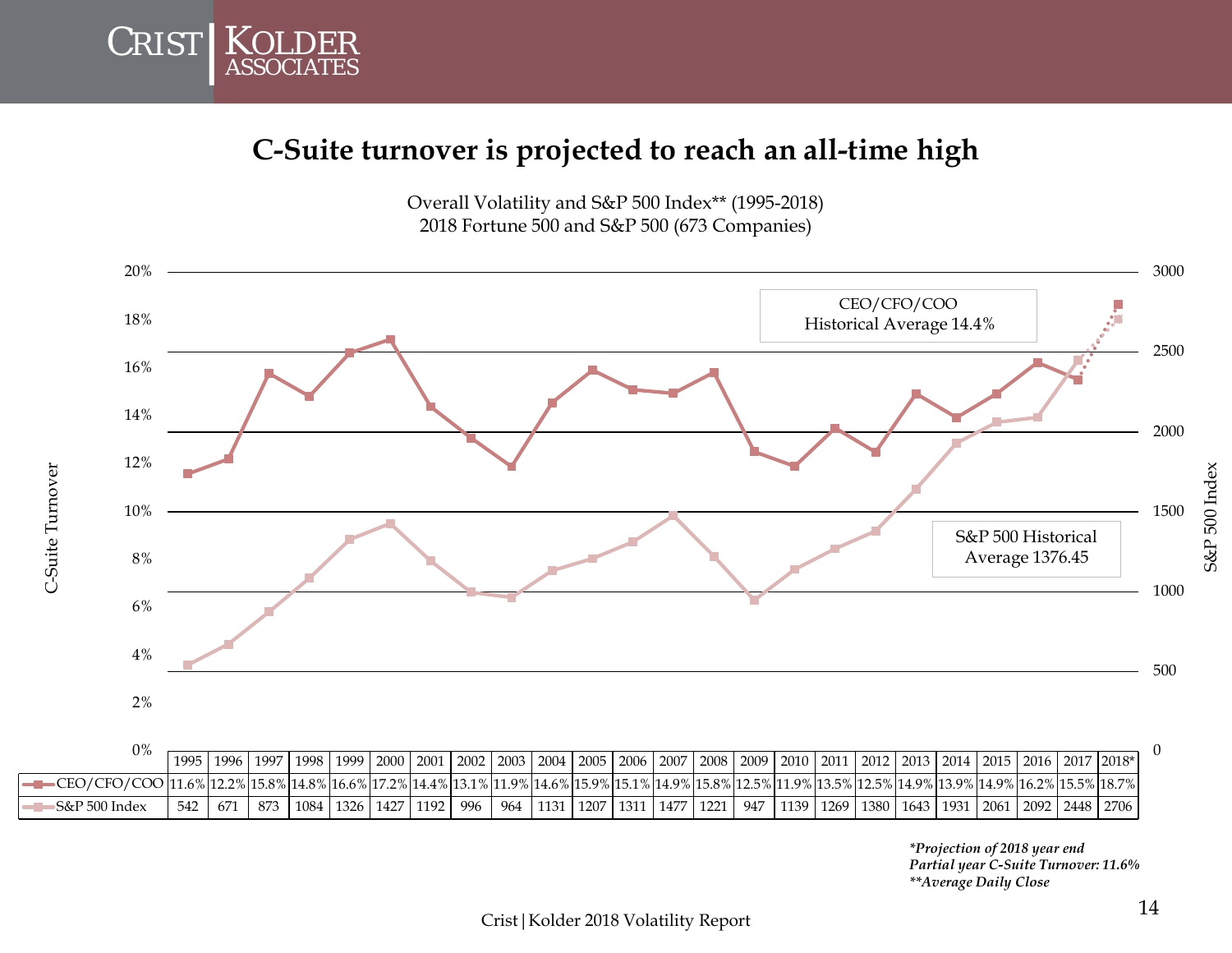# C-Suite turnover is projected to reach an all-time high

Overall Volatility and S&P 500 Index** (1995-2018)
2018 Fortune 500 and S&P 500 (673 Companies)

CEO/CFO/COO Historical Average 14.4%

S&P 500 Historical Average 1376.45

| | 1995 | 1996 | 1997 | 1998 | 1999 | 2000 | 2001 | 2002 | 2003 | 2004 | 2005 | 2006 | 2007 | 2008 | 2009 | 2010 | 2011 | 2012 | 2013 | 2014 | 2015 | 2016 | 2017 | 2018* |
|---|---|---|---|---|---|---|---|---|---|---|---|---|---|---|---|---|---|---|---|---|---|---|---|---|
| CEO/CFO/COO | 11.6% | 12.2% | 15.8% | 14.8% | 16.6% | 17.2% | 14.4% | 13.1% | 11.9% | 14.6% | 15.9% | 15.1% | 14.9% | 15.8% | 12.5% | 11.9% | 13.5% | 12.5% | 14.9% | 13.9% | 14.9% | 16.2% | 15.5% | 18.7% |
| S&P 500 Index | 542 | 671 | 873 | 1084 | 1326 | 1427 | 1192 | 996 | 964 | 1131 | 1207 | 1311 | 1477 | 1221 | 947 | 1139 | 1269 | 1380 | 1643 | 1931 | 2061 | 2092 | 2448 | 2706 |

*Projection of 2018 year end*
*Partial year C-Suite Turnover: 11.6%*
*Average Daily Close*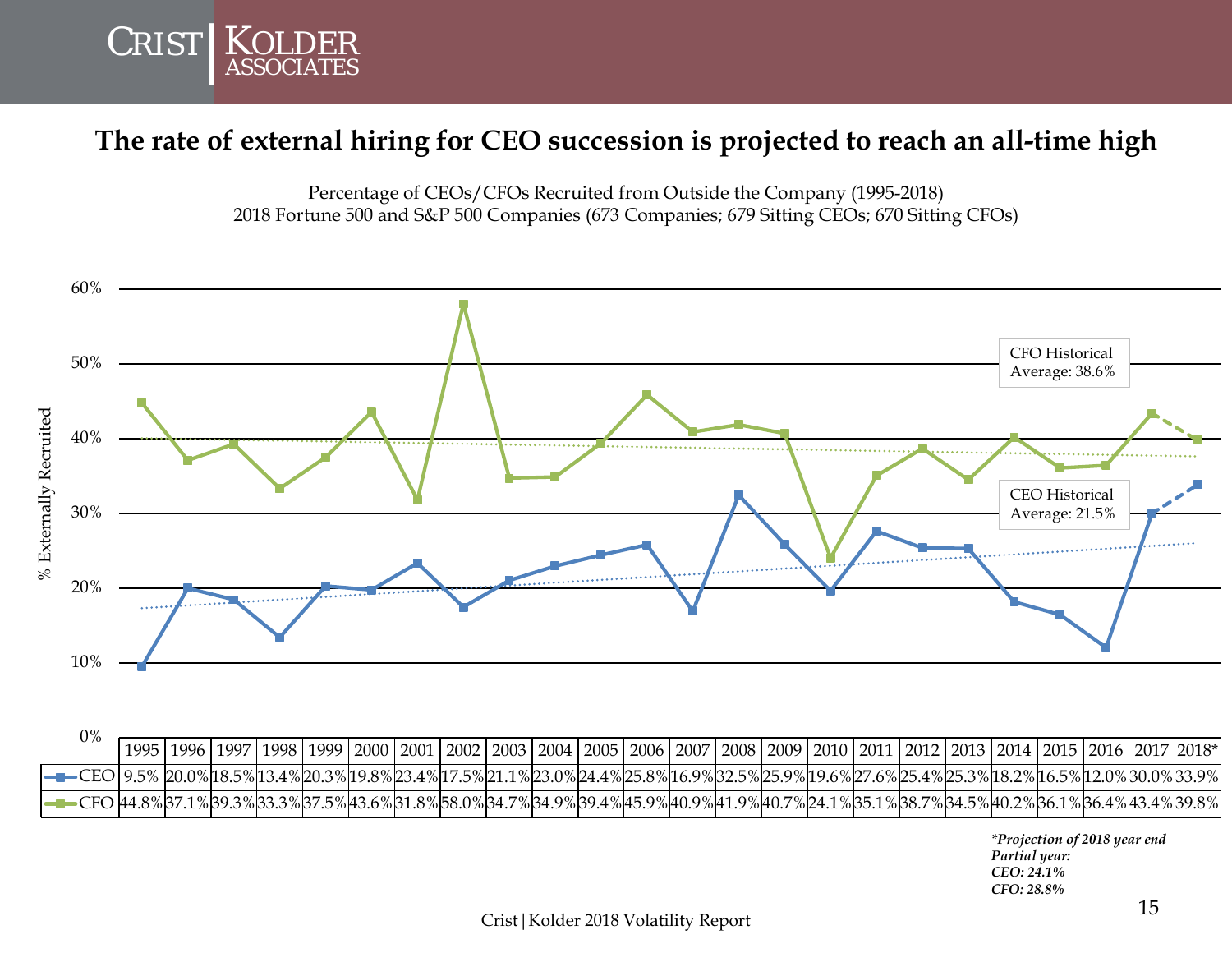# The rate of external hiring for CEO succession is projected to reach an all-time high

Percentage of CEOs/CFOs Recruited from Outside the Company (1995-2018)
2018 Fortune 500 and S&P 500 Companies (673 Companies; 679 Sitting CEOs; 670 Sitting CFOs)

CFO Historical Average: 38.6%

CEO Historical Average: 21.5%

| | 1995 | 1996 | 1997 | 1998 | 1999 | 2000 | 2001 | 2002 | 2003 | 2004 | 2005 | 2006 | 2007 | 2008 | 2009 | 2010 | 2011 | 2012 | 2013 | 2014 | 2015 | 2016 | 2017 | 2018* |
|---|---|---|---|---|---|---|---|---|---|---|---|---|---|---|---|---|---|---|---|---|---|---|---|---|
| CEO | 9.5% | 20.0% | 18.5% | 13.4% | 20.3% | 19.8% | 23.4% | 17.5% | 21.1% | 23.0% | 24.4% | 25.8% | 16.9% | 32.5% | 25.9% | 19.6% | 27.6% | 25.4% | 25.3% | 18.2% | 16.5% | 12.0% | 30.0% | 33.9% |
| CFO | 44.8% | 37.1% | 39.3% | 33.3% | 37.5% | 43.6% | 31.8% | 58.0% | 34.7% | 34.9% | 39.4% | 45.9% | 40.9% | 41.9% | 40.7% | 24.1% | 35.1% | 38.7% | 34.5% | 40.2% | 36.1% | 36.4% | 43.4% | 39.8% |

***Projection of 2018 year end***
***Partial year:***
***CEO: 24.1%***
***CFO: 28.8%***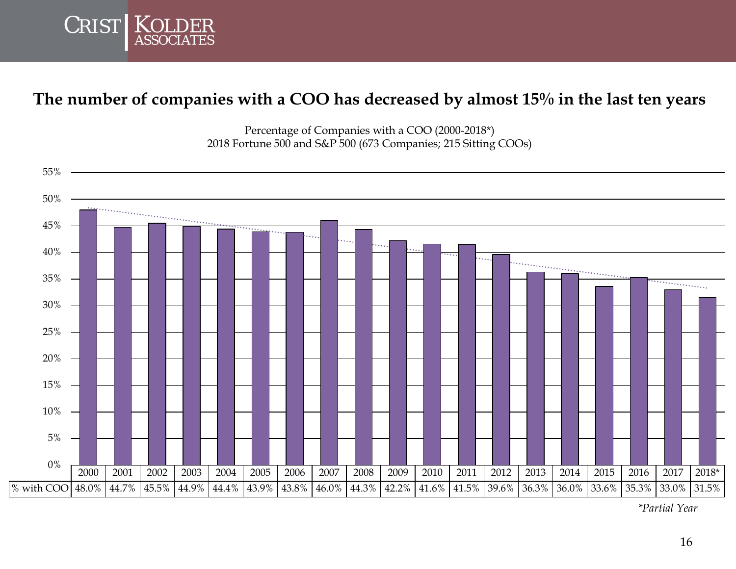## The number of companies with a COO has decreased by almost 15% in the last ten years

Percentage of Companies with a COO (2000-2018*)
2018 Fortune 500 and S&P 500 (673 Companies; 215 Sitting COOs)

| | 2000 | 2001 | 2002 | 2003 | 2004 | 2005 | 2006 | 2007 | 2008 | 2009 | 2010 | 2011 | 2012 | 2013 | 2014 | 2015 | 2016 | 2017 | 2018* |
|---|---|---|---|---|---|---|---|---|---|---|---|---|---|---|---|---|---|---|---|
| % with COO | 48.0% | 44.7% | 45.5% | 44.9% | 44.4% | 43.9% | 43.8% | 46.0% | 44.3% | 42.2% | 41.6% | 41.5% | 39.6% | 36.3% | 36.0% | 33.6% | 35.3% | 33.0% | 31.5% |

*Partial Year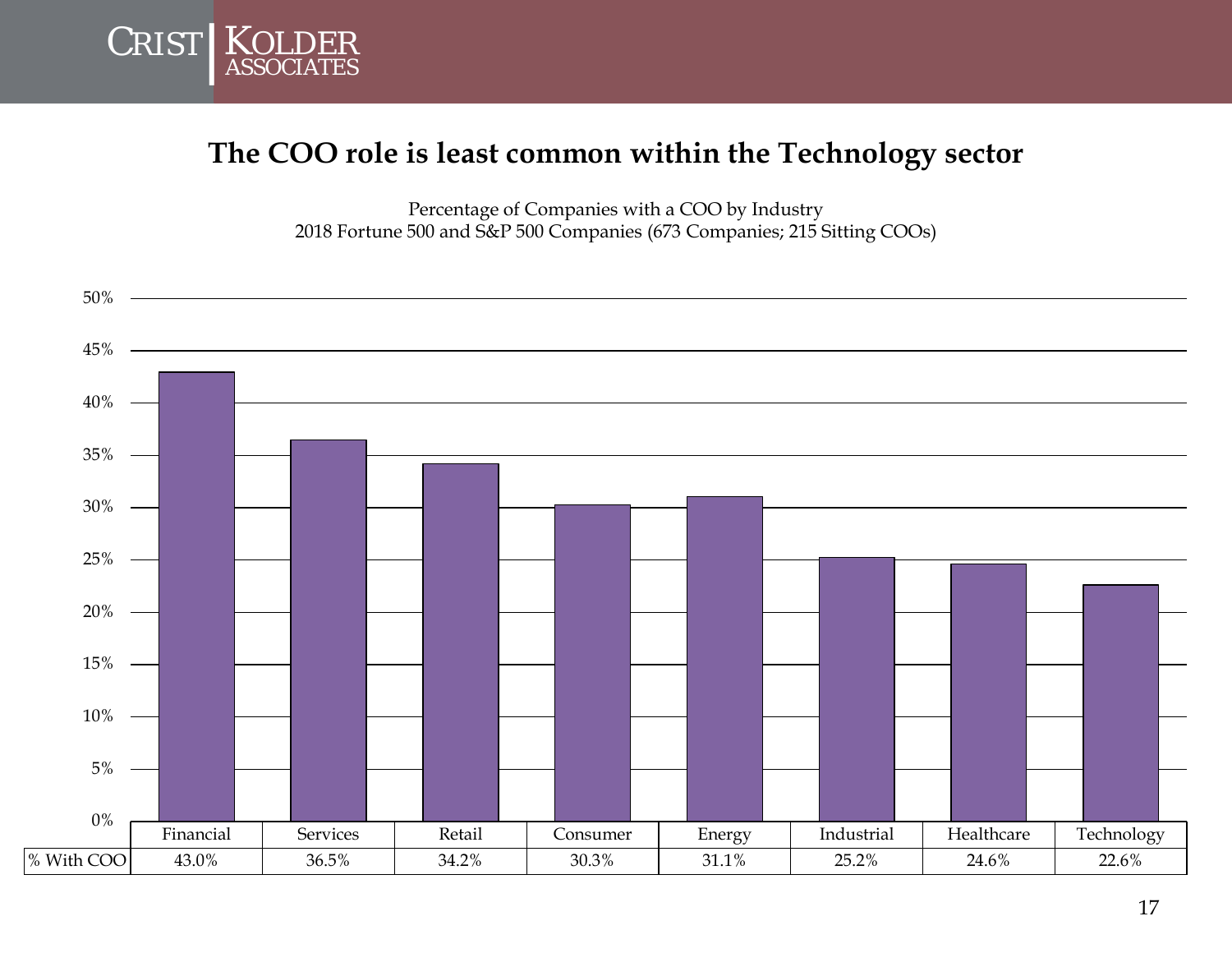## The COO role is least common within the Technology sector

Percentage of Companies with a COO by Industry
2018 Fortune 500 and S&P 500 Companies (673 Companies; 215 Sitting COOs)

| | Financial | Services | Retail | Consumer | Energy | Industrial | Healthcare | Technology |
|---|---|---|---|---|---|---|---|---|
| % With COO | 43.0% | 36.5% | 34.2% | 30.3% | 31.1% | 25.2% | 24.6% | 22.6% |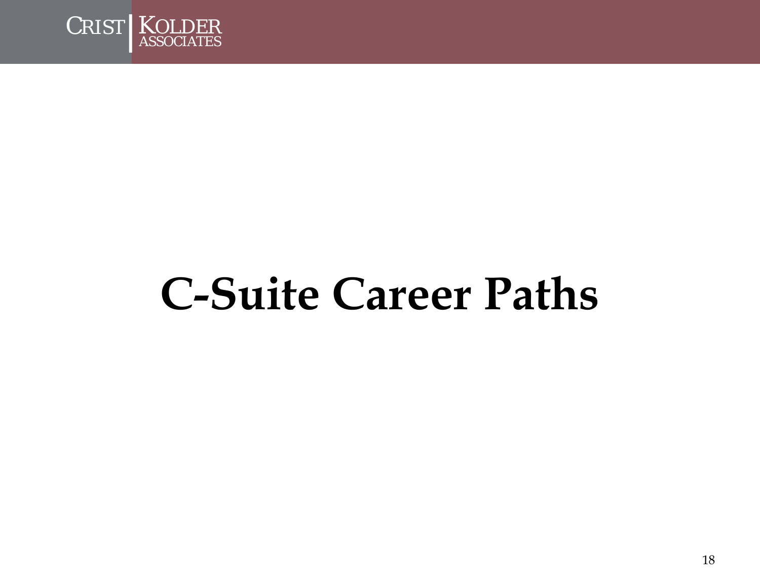# C-Suite Career Paths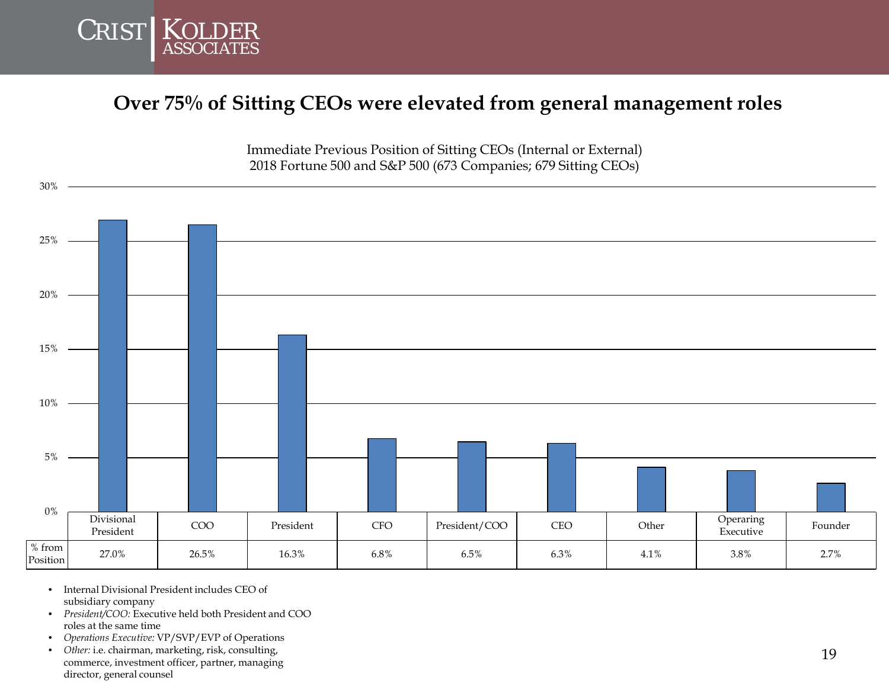# Over 75% of Sitting CEOs were elevated from general management roles

Immediate Previous Position of Sitting CEOs (Internal or External)
2018 Fortune 500 and S&P 500 (673 Companies; 679 Sitting CEOs)

| | Divisional President | COO | President | CFO | President/COO | CEO | Other | Operaring Executive | Founder |
|---|---|---|---|---|---|---|---|---|---|
| % from Position | 27.0% | 26.5% | 16.3% | 6.8% | 6.5% | 6.3% | 4.1% | 3.8% | 2.7% |

- Internal Divisional President includes CEO of subsidiary company
- *President/COO:* Executive held both President and COO roles at the same time
- *Operations Executive:* VP/SVP/EVP of Operations
- *Other:* i.e. chairman, marketing, risk, consulting, commerce, investment officer, partner, managing director, general counsel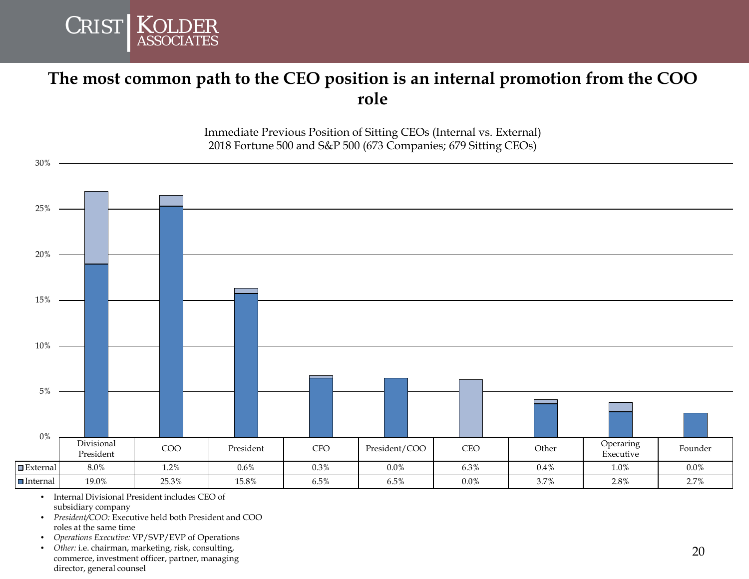# The most common path to the CEO position is an internal promotion from the COO role

Immediate Previous Position of Sitting CEOs (Internal vs. External)
2018 Fortune 500 and S&P 500 (673 Companies; 679 Sitting CEOs)

| | Divisional President | COO | President | CFO | President/COO | CEO | Other | Operaring Executive | Founder |
|---|---|---|---|---|---|---|---|---|---|
| External | 8.0% | 1.2% | 0.6% | 0.3% | 0.0% | 6.3% | 0.4% | 1.0% | 0.0% |
| Internal | 19.0% | 25.3% | 15.8% | 6.5% | 6.5% | 0.0% | 3.7% | 2.8% | 2.7% |

- Internal Divisional President includes CEO of subsidiary company
- *President/COO:* Executive held both President and COO roles at the same time
- *Operations Executive:* VP/SVP/EVP of Operations
- *Other:* i.e. chairman, marketing, risk, consulting, commerce, investment officer, partner, managing director, general counsel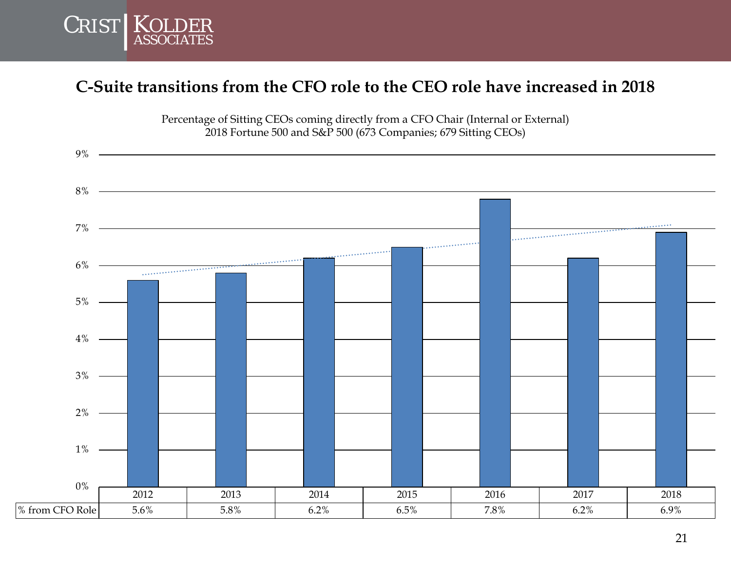## C-Suite transitions from the CFO role to the CEO role have increased in 2018

Percentage of Sitting CEOs coming directly from a CFO Chair (Internal or External)
2018 Fortune 500 and S&P 500 (673 Companies; 679 Sitting CEOs)

| | 2012 | 2013 | 2014 | 2015 | 2016 | 2017 | 2018 |
|---|---|---|---|---|---|---|---|
| % from CFO Role | 5.6% | 5.8% | 6.2% | 6.5% | 7.8% | 6.2% | 6.9% |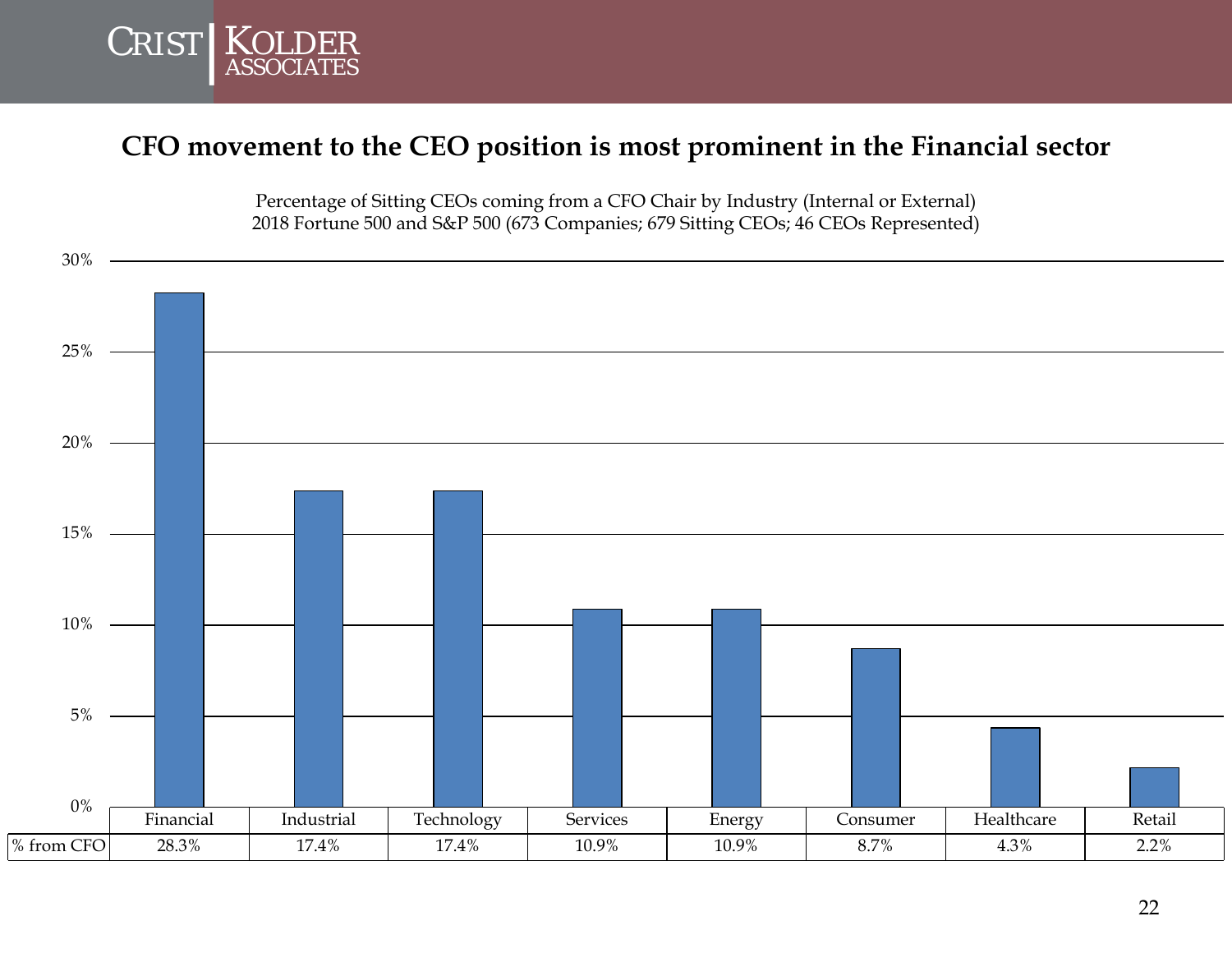## CFO movement to the CEO position is most prominent in the Financial sector

Percentage of Sitting CEOs coming from a CFO Chair by Industry (Internal or External)
2018 Fortune 500 and S&P 500 (673 Companies; 679 Sitting CEOs; 46 CEOs Represented)

| | Financial | Industrial | Technology | Services | Energy | Consumer | Healthcare | Retail |
|---|---|---|---|---|---|---|---|---|
| % from CFO | 28.3% | 17.4% | 17.4% | 10.9% | 10.9% | 8.7% | 4.3% | 2.2% |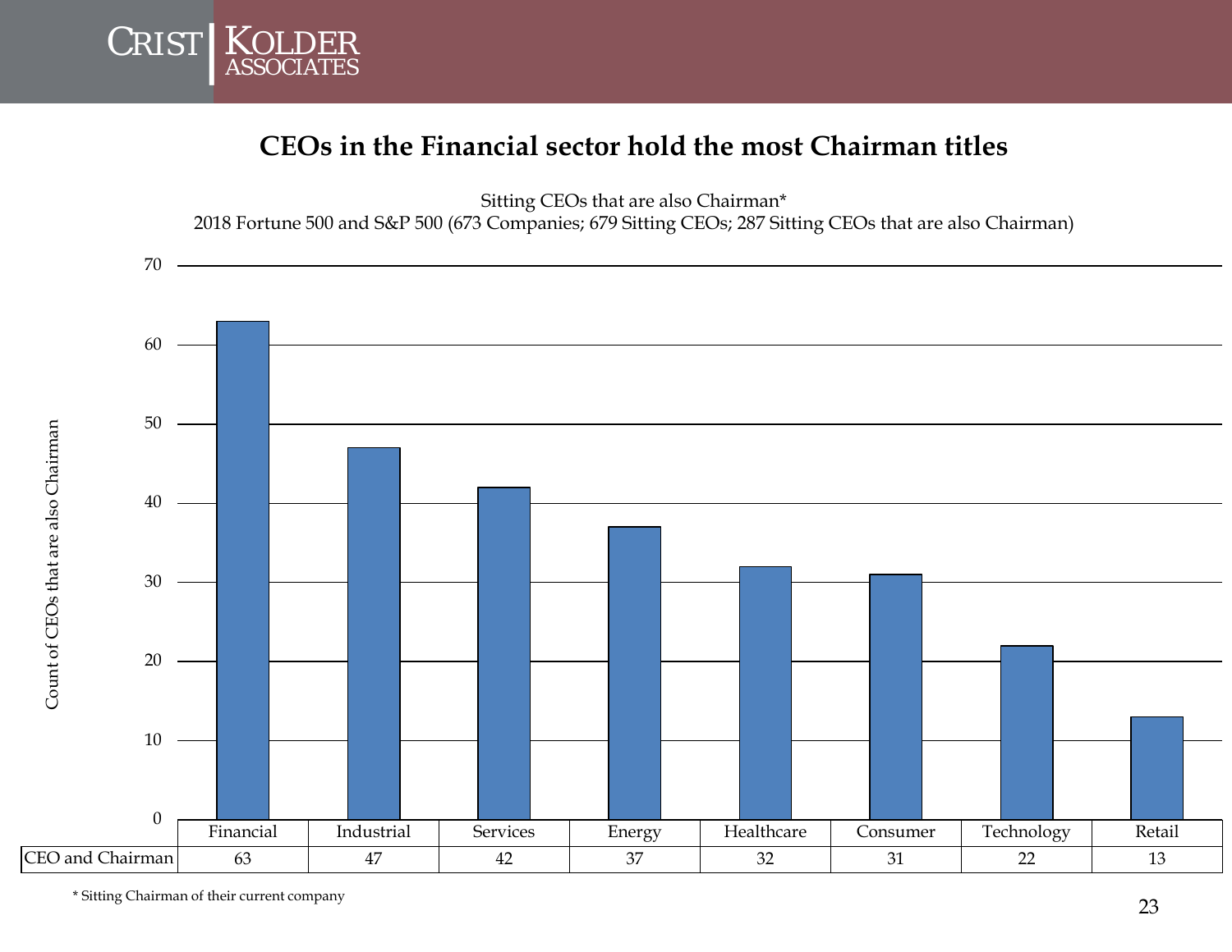# CEOs in the Financial sector hold the most Chairman titles

Sitting CEOs that are also Chairman*
2018 Fortune 500 and S&P 500 (673 Companies; 679 Sitting CEOs; 287 Sitting CEOs that are also Chairman)

|  | Financial | Industrial | Services | Energy | Healthcare | Consumer | Technology | Retail |
|---|---|---|---|---|---|---|---|---|
| CEO and Chairman | 63 | 47 | 42 | 37 | 32 | 31 | 22 | 13 |

Count of CEOs that are also Chairman

* Sitting Chairman of their current company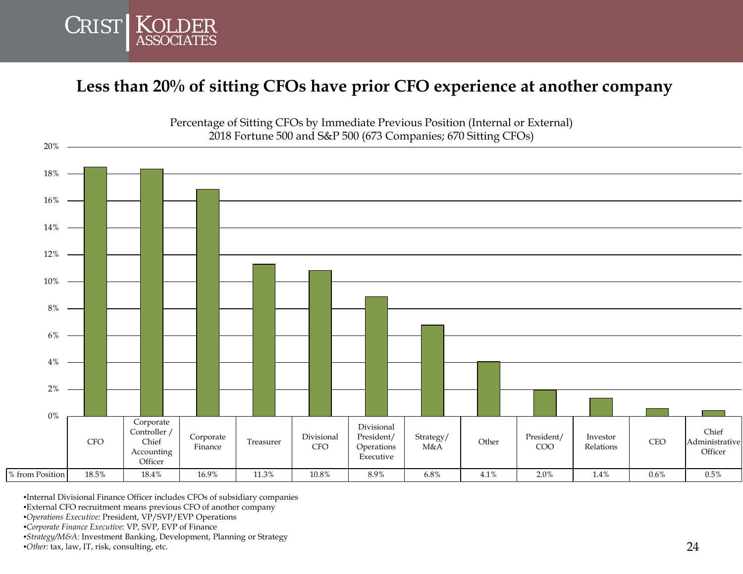## Less than 20% of sitting CFOs have prior CFO experience at another company

Percentage of Sitting CFOs by Immediate Previous Position (Internal or External)
2018 Fortune 500 and S&P 500 (673 Companies; 670 Sitting CFOs)

| | CFO | Corporate Controller / Chief Accounting Officer | Corporate Finance | Treasurer | Divisional CFO | Divisional President/ Operations Executive | Strategy/ M&A | Other | President/ COO | Investor Relations | CEO | Chief Administrative Officer |
|---|---|---|---|---|---|---|---|---|---|---|---|---|
| % from Position | 18.5% | 18.4% | 16.9% | 11.3% | 10.8% | 8.9% | 6.8% | 4.1% | 2.0% | 1.4% | 0.6% | 0.5% |

- Internal Divisional Finance Officer includes CFOs of subsidiary companies
- External CFO recruitment means previous CFO of another company
- *Operations Executive:* President, VP/SVP/EVP Operations
- *Corporate Finance Executive:* VP, SVP, EVP of Finance
- *Strategy/M&A:* Investment Banking, Development, Planning or Strategy
- *Other:* tax, law, IT, risk, consulting, etc.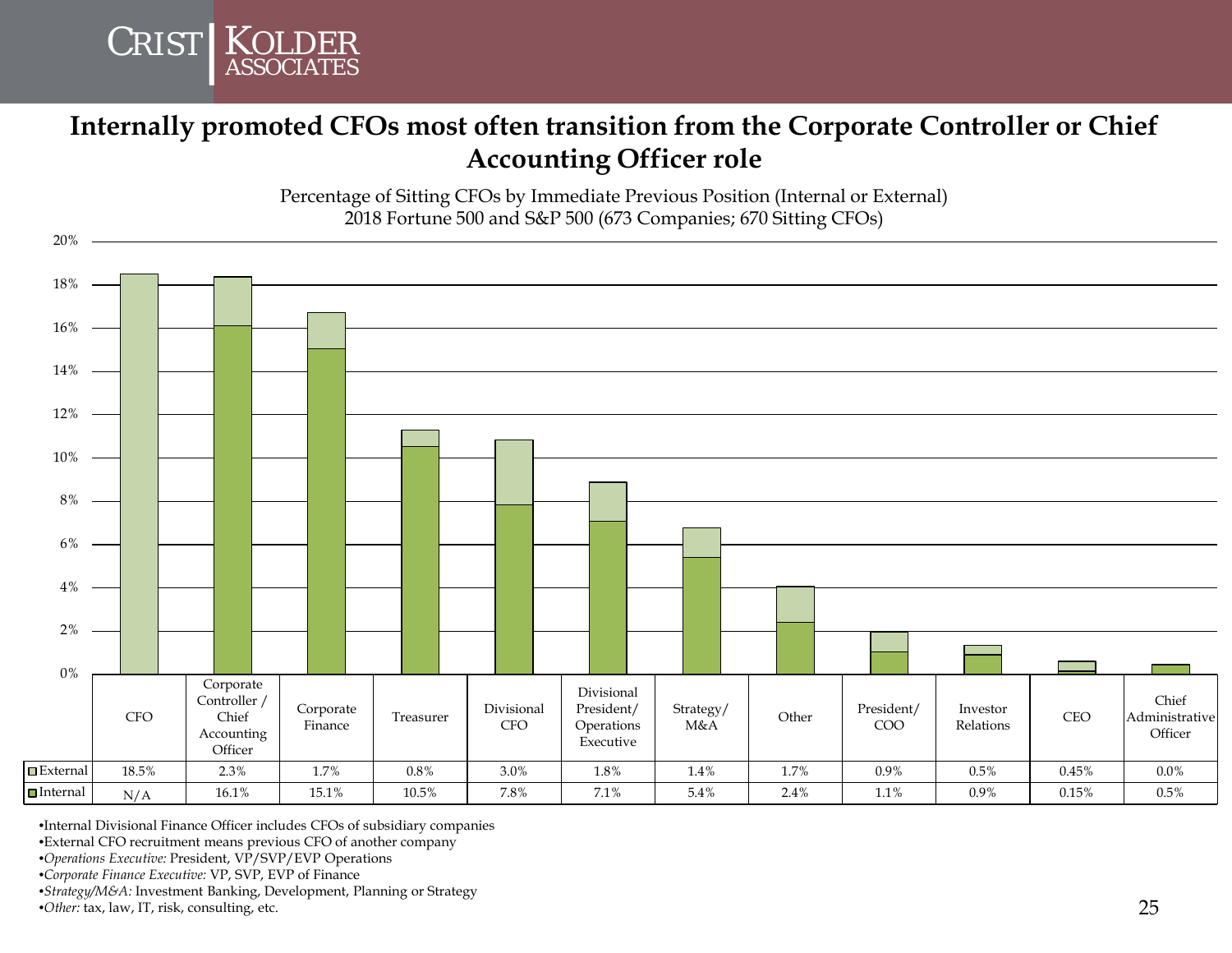## Internally promoted CFOs most often transition from the Corporate Controller or Chief Accounting Officer role

Percentage of Sitting CFOs by Immediate Previous Position (Internal or External)
2018 Fortune 500 and S&P 500 (673 Companies; 670 Sitting CFOs)

| | CFO | Corporate Controller / Chief Accounting Officer | Corporate Finance | Treasurer | Divisional CFO | Divisional President/ Operations Executive | Strategy/ M&A | Other | President/ COO | Investor Relations | CEO | Chief Administrative Officer |
|---|---|---|---|---|---|---|---|---|---|---|---|---|
| External | 18.5% | 2.3% | 1.7% | 0.8% | 3.0% | 1.8% | 1.4% | 1.7% | 0.9% | 0.5% | 0.45% | 0.0% |
| Internal | N/A | 16.1% | 15.1% | 10.5% | 7.8% | 7.1% | 5.4% | 2.4% | 1.1% | 0.9% | 0.15% | 0.5% |

- Internal Divisional Finance Officer includes CFOs of subsidiary companies
- External CFO recruitment means previous CFO of another company
- *Operations Executive:* President, VP/SVP/EVP Operations
- *Corporate Finance Executive:* VP, SVP, EVP of Finance
- *Strategy/M&A:* Investment Banking, Development, Planning or Strategy
- *Other:* tax, law, IT, risk, consulting, etc.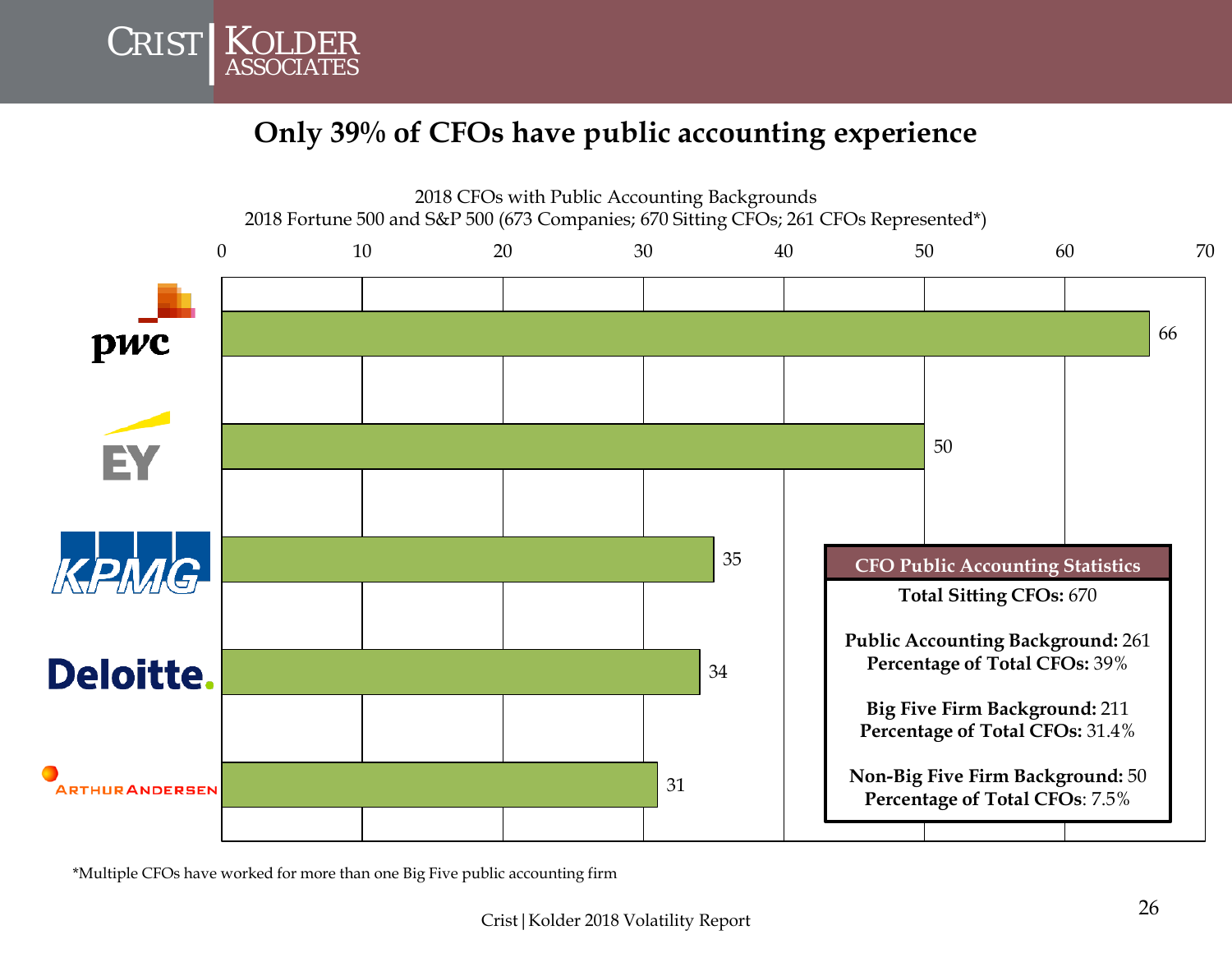# Only 39% of CFOs have public accounting experience

2018 CFOs with Public Accounting Backgrounds
2018 Fortune 500 and S&P 500 (673 Companies; 670 Sitting CFOs; 261 CFOs Represented*)

| Firm | CFOs |
|---|---|
| pwc | 66 |
| EY | 50 |
| KPMG | 35 |
| Deloitte. | 34 |
| Arthur Andersen | 31 |

**CFO Public Accounting Statistics**

**Total Sitting CFOs:** 670

**Public Accounting Background:** 261
**Percentage of Total CFOs:** 39%

**Big Five Firm Background:** 211
**Percentage of Total CFOs:** 31.4%

**Non-Big Five Firm Background:** 50
**Percentage of Total CFOs**: 7.5%

*Multiple CFOs have worked for more than one Big Five public accounting firm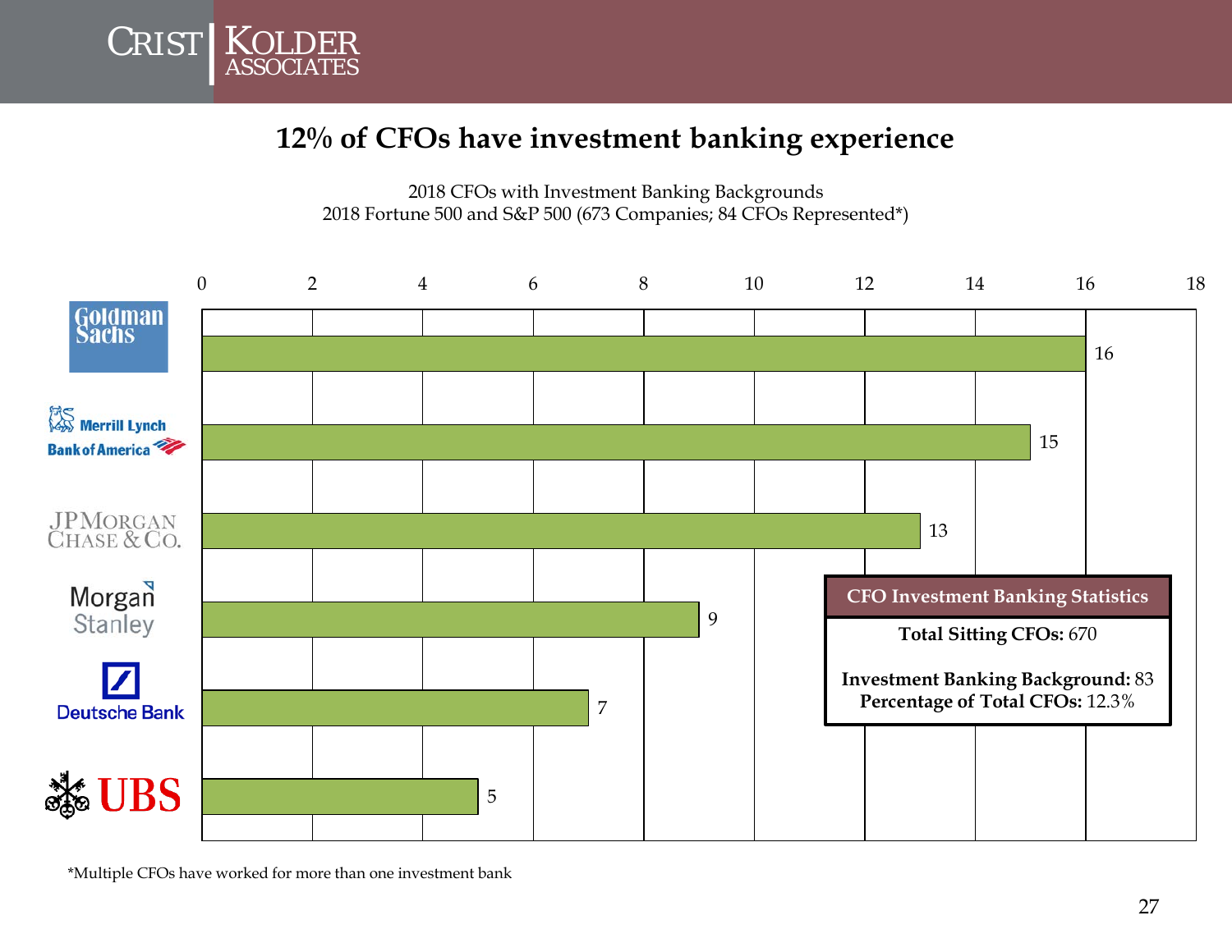# 12% of CFOs have investment banking experience

2018 CFOs with Investment Banking Backgrounds
2018 Fortune 500 and S&P 500 (673 Companies; 84 CFOs Represented*)

| Investment Bank | CFOs |
|---|---|
| Goldman Sachs | 16 |
| Merrill Lynch / Bank of America | 15 |
| JPMorgan Chase & Co. | 13 |
| Morgan Stanley | 9 |
| Deutsche Bank | 7 |
| UBS | 5 |

| CFO Investment Banking Statistics |
|---|
| **Total Sitting CFOs:** 670 |
| **Investment Banking Background:** 83 |
| **Percentage of Total CFOs:** 12.3% |

*Multiple CFOs have worked for more than one investment bank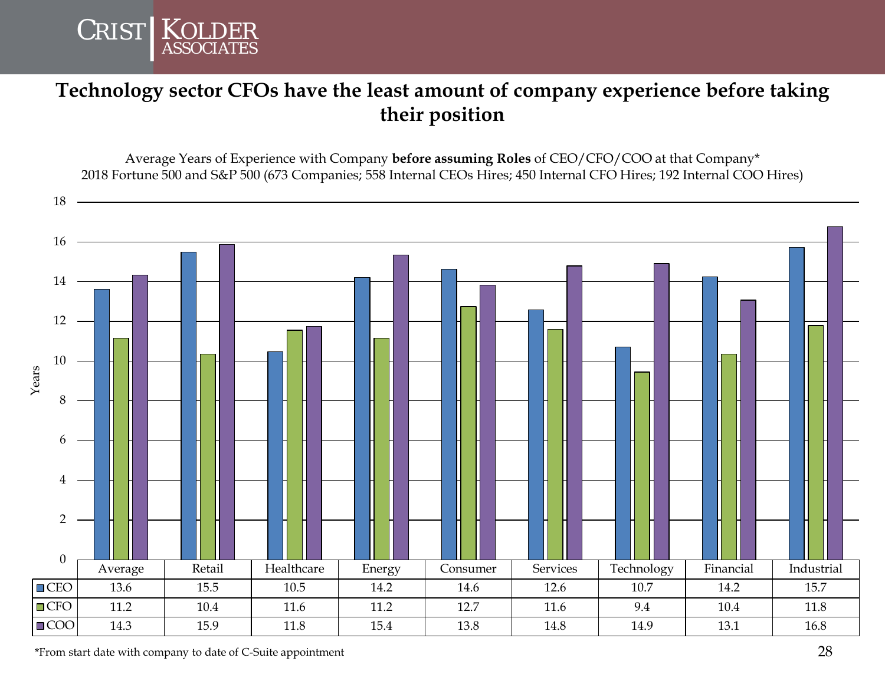# Technology sector CFOs have the least amount of company experience before taking their position

Average Years of Experience with Company **before assuming Roles** of CEO/CFO/COO at that Company*
2018 Fortune 500 and S&P 500 (673 Companies; 558 Internal CEOs Hires; 450 Internal CFO Hires; 192 Internal COO Hires)

| | Average | Retail | Healthcare | Energy | Consumer | Services | Technology | Financial | Industrial |
|---|---|---|---|---|---|---|---|---|---|
| CEO | 13.6 | 15.5 | 10.5 | 14.2 | 14.6 | 12.6 | 10.7 | 14.2 | 15.7 |
| CFO | 11.2 | 10.4 | 11.6 | 11.2 | 12.7 | 11.6 | 9.4 | 10.4 | 11.8 |
| COO | 14.3 | 15.9 | 11.8 | 15.4 | 13.8 | 14.8 | 14.9 | 13.1 | 16.8 |

*From start date with company to date of C-Suite appointment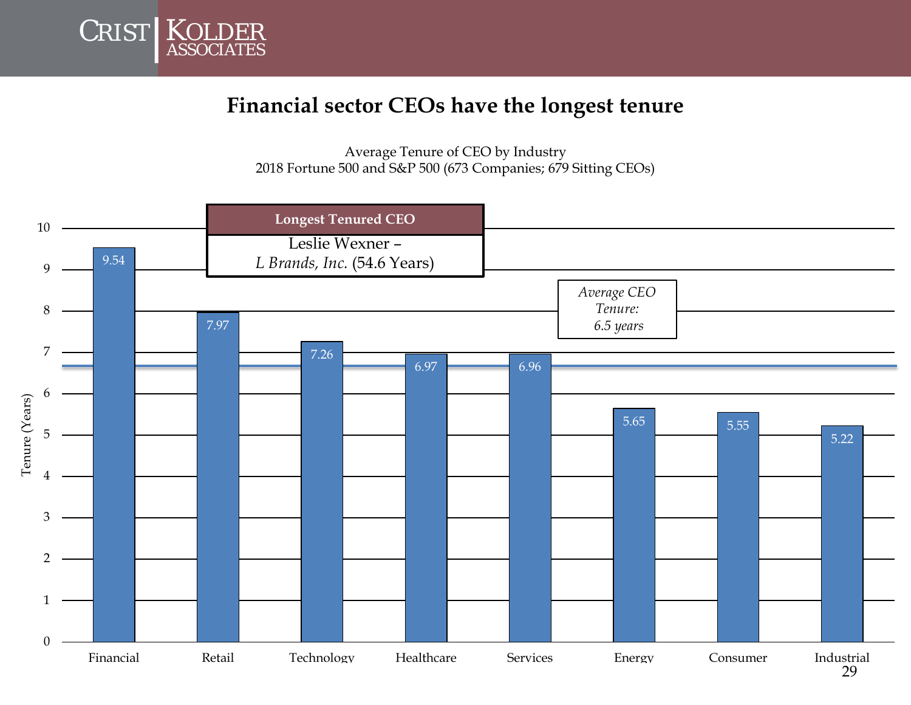# Financial sector CEOs have the longest tenure

Average Tenure of CEO by Industry
2018 Fortune 500 and S&P 500 (673 Companies; 679 Sitting CEOs)

| Industry | Tenure (Years) |
| --- | --- |
| Financial | 9.54 |
| Retail | 7.97 |
| Technology | 7.26 |
| Healthcare | 6.97 |
| Services | 6.96 |
| Energy | 5.65 |
| Consumer | 5.55 |
| Industrial | 5.22 |

**Longest Tenured CEO**

Leslie Wexner – *L Brands, Inc.* (54.6 Years)

*Average CEO Tenure: 6.5 years*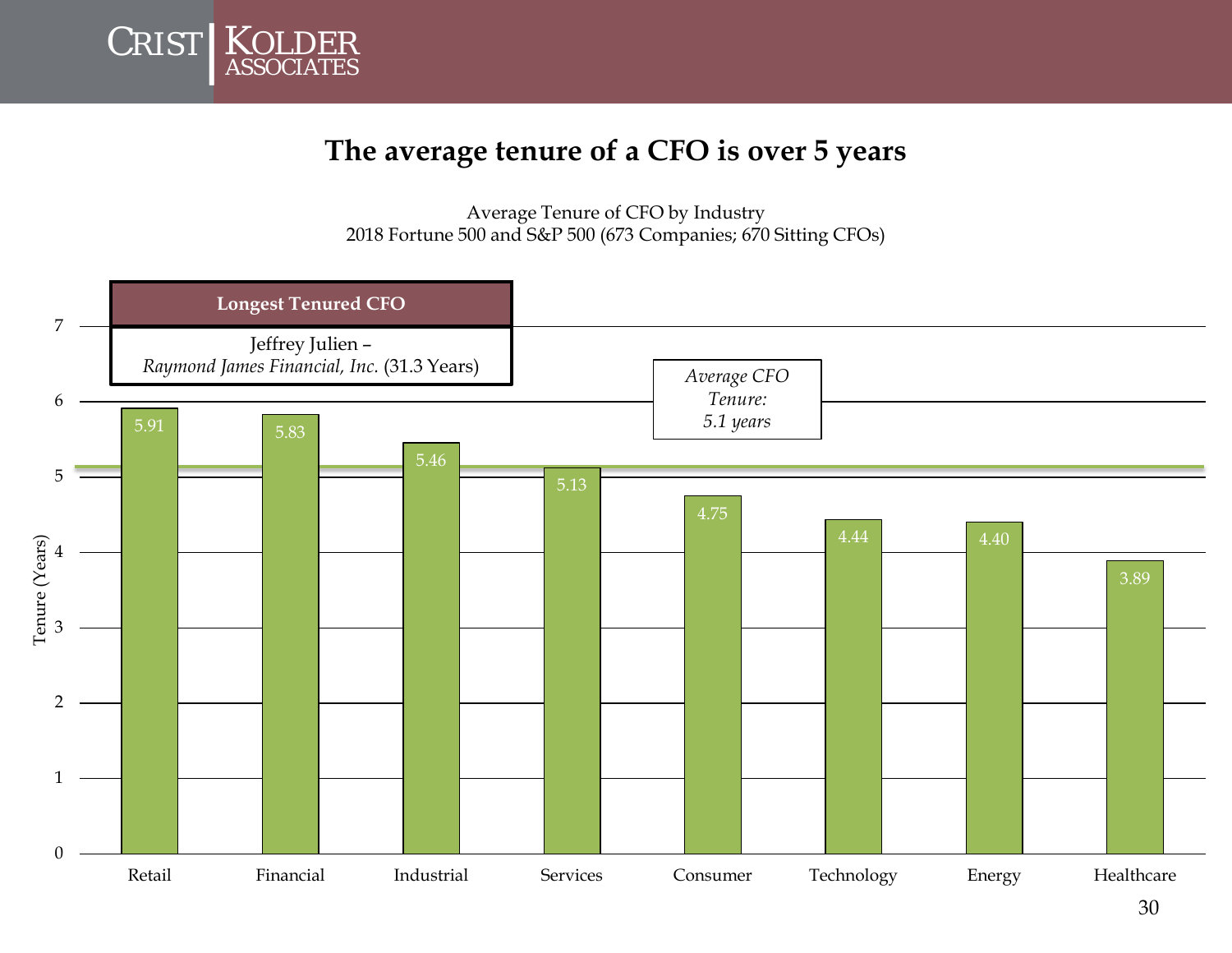# The average tenure of a CFO is over 5 years

Average Tenure of CFO by Industry
2018 Fortune 500 and S&P 500 (673 Companies; 670 Sitting CFOs)

| Longest Tenured CFO |
| --- |
| Jeffrey Julien – *Raymond James Financial, Inc.* (31.3 Years) |

*Average CFO Tenure: 5.1 years*

| Industry | Tenure (Years) |
| --- | --- |
| Retail | 5.91 |
| Financial | 5.83 |
| Industrial | 5.46 |
| Services | 5.13 |
| Consumer | 4.75 |
| Technology | 4.44 |
| Energy | 4.40 |
| Healthcare | 3.89 |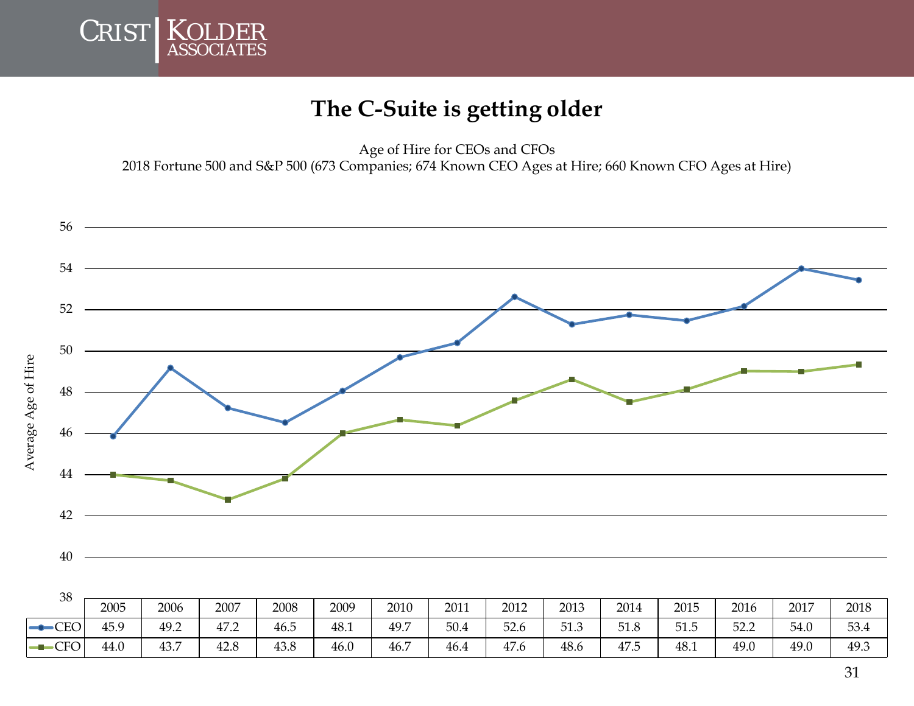# The C-Suite is getting older

Age of Hire for CEOs and CFOs
2018 Fortune 500 and S&P 500 (673 Companies; 674 Known CEO Ages at Hire; 660 Known CFO Ages at Hire)

| | 2005 | 2006 | 2007 | 2008 | 2009 | 2010 | 2011 | 2012 | 2013 | 2014 | 2015 | 2016 | 2017 | 2018 |
|---|---|---|---|---|---|---|---|---|---|---|---|---|---|---|
| CEO | 45.9 | 49.2 | 47.2 | 46.5 | 48.1 | 49.7 | 50.4 | 52.6 | 51.3 | 51.8 | 51.5 | 52.2 | 54.0 | 53.4 |
| CFO | 44.0 | 43.7 | 42.8 | 43.8 | 46.0 | 46.7 | 46.4 | 47.6 | 48.6 | 47.5 | 48.1 | 49.0 | 49.0 | 49.3 |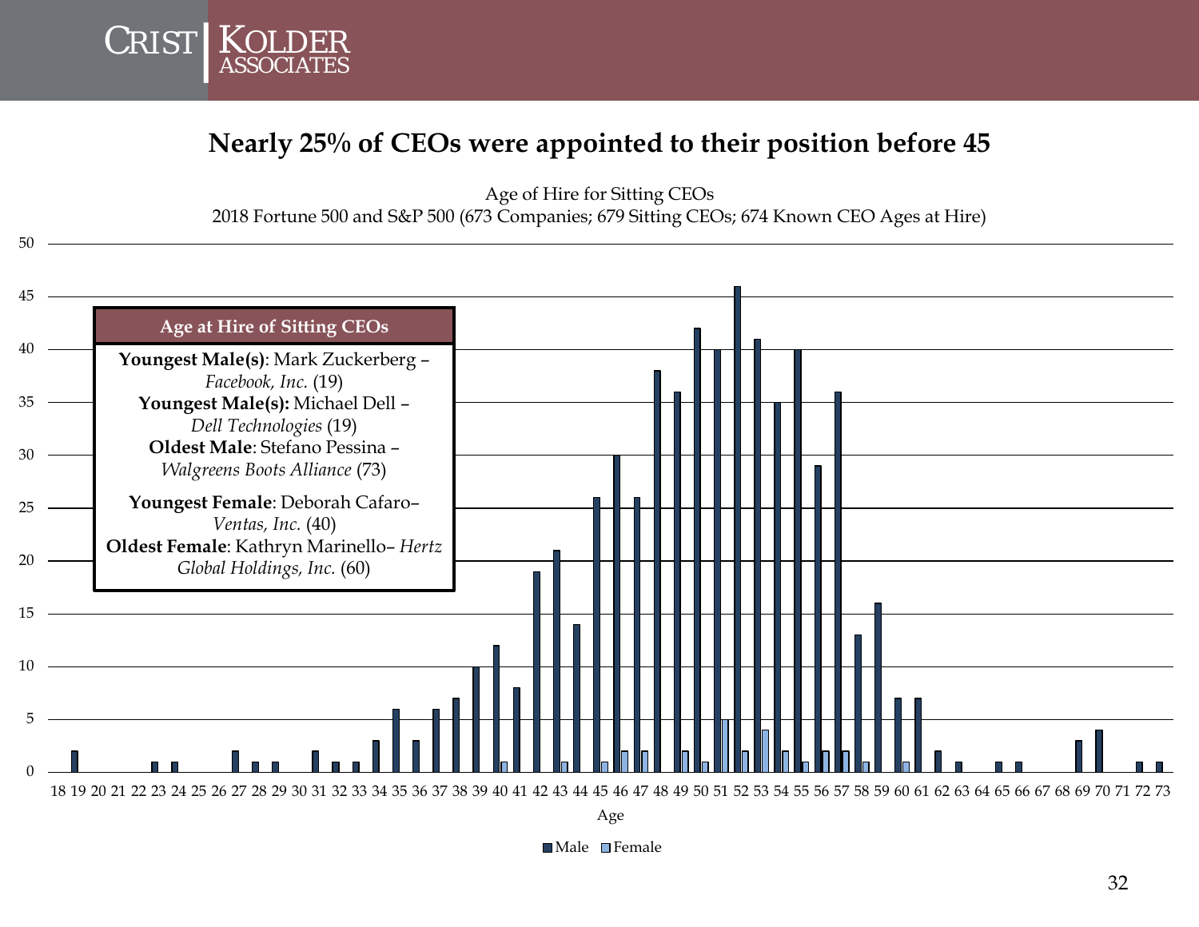# Nearly 25% of CEOs were appointed to their position before 45

Age of Hire for Sitting CEOs
2018 Fortune 500 and S&P 500 (673 Companies; 679 Sitting CEOs; 674 Known CEO Ages at Hire)

| Age at Hire of Sitting CEOs |
| --- |
| **Youngest Male(s)**: Mark Zuckerberg – *Facebook, Inc.* (19) |
| **Youngest Male(s):** Michael Dell – *Dell Technologies* (19) |
| **Oldest Male**: Stefano Pessina – *Walgreens Boots Alliance* (73) |
| **Youngest Female**: Deborah Cafaro– *Ventas, Inc.* (40) |
| **Oldest Female**: Kathryn Marinello– *Hertz Global Holdings, Inc.* (60) |

| Age | Male | Female |
| --- | --- | --- |
| 18 | | |
| 19 | 2 | |
| 20 | | |
| 21 | | |
| 22 | | |
| 23 | 1 | |
| 24 | 1 | |
| 25 | | |
| 26 | | |
| 27 | 2 | |
| 28 | 1 | |
| 29 | 1 | |
| 30 | | |
| 31 | 2 | |
| 32 | 1 | |
| 33 | 1 | |
| 34 | 3 | |
| 35 | 6 | |
| 36 | 3 | |
| 37 | 6 | |
| 38 | 7 | |
| 39 | 10 | |
| 40 | 12 | 1 |
| 41 | 8 | |
| 42 | 19 | |
| 43 | 21 | 1 |
| 44 | 14 | |
| 45 | 26 | 1 |
| 46 | 30 | 2 |
| 47 | 26 | 2 |
| 48 | 38 | |
| 49 | 36 | 2 |
| 50 | 42 | 1 |
| 51 | 40 | 5 |
| 52 | 46 | 2 |
| 53 | 41 | 4 |
| 54 | 35 | 2 |
| 55 | 40 | 1 |
| 56 | 29 | 2 |
| 57 | 36 | 2 |
| 58 | 13 | 1 |
| 59 | 16 | |
| 60 | 7 | 1 |
| 61 | 7 | |
| 62 | 2 | |
| 63 | 1 | |
| 64 | | |
| 65 | 1 | |
| 66 | 1 | |
| 67 | | |
| 68 | | |
| 69 | 3 | |
| 70 | 4 | |
| 71 | | |
| 72 | 1 | |
| 73 | 1 | |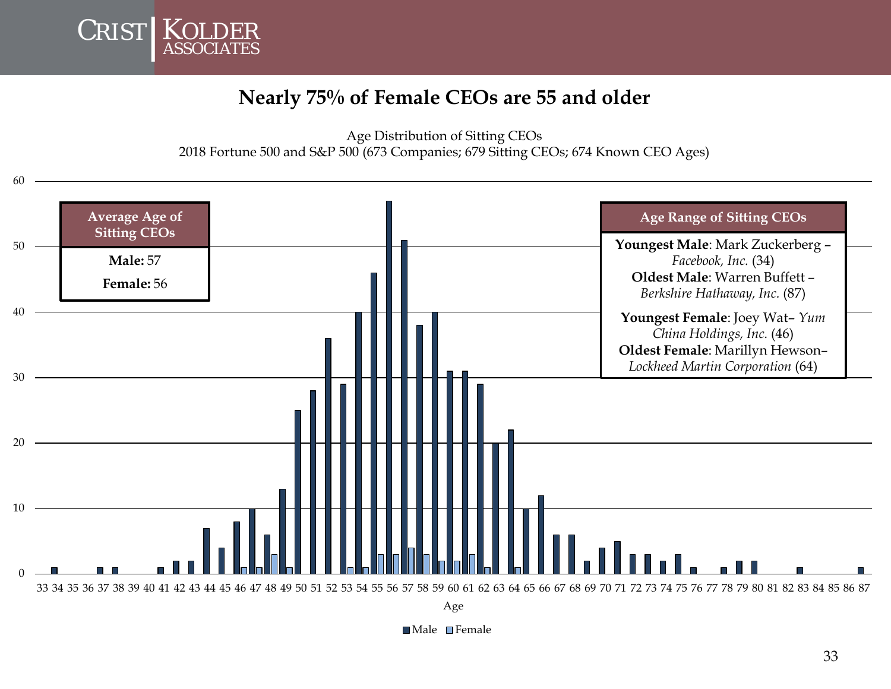# Nearly 75% of Female CEOs are 55 and older

Age Distribution of Sitting CEOs
2018 Fortune 500 and S&P 500 (673 Companies; 679 Sitting CEOs; 674 Known CEO Ages)

| Average Age of Sitting CEOs |
|---|
| **Male:** 57 |
| **Female:** 56 |

| Age Range of Sitting CEOs |
|---|
| **Youngest Male**: Mark Zuckerberg – *Facebook, Inc.* (34) |
| **Oldest Male**: Warren Buffett – *Berkshire Hathaway, Inc.* (87) |
| **Youngest Female**: Joey Wat– *Yum China Holdings, Inc.* (46) |
| **Oldest Female**: Marillyn Hewson– *Lockheed Martin Corporation* (64) |

| Age | Male | Female |
|---|---|---|
| 33 | 0 | 0 |
| 34 | 1 | 0 |
| 35 | 0 | 0 |
| 36 | 0 | 0 |
| 37 | 1 | 0 |
| 38 | 1 | 0 |
| 39 | 0 | 0 |
| 40 | 0 | 0 |
| 41 | 1 | 0 |
| 42 | 2 | 0 |
| 43 | 2 | 0 |
| 44 | 7 | 0 |
| 45 | 4 | 0 |
| 46 | 8 | 1 |
| 47 | 10 | 1 |
| 48 | 6 | 3 |
| 49 | 13 | 1 |
| 50 | 25 | 0 |
| 51 | 28 | 0 |
| 52 | 36 | 0 |
| 53 | 29 | 1 |
| 54 | 40 | 1 |
| 55 | 46 | 3 |
| 56 | 57 | 3 |
| 57 | 51 | 4 |
| 58 | 38 | 3 |
| 59 | 40 | 2 |
| 60 | 31 | 2 |
| 61 | 31 | 3 |
| 62 | 29 | 1 |
| 63 | 20 | 0 |
| 64 | 22 | 1 |
| 65 | 10 | 0 |
| 66 | 12 | 0 |
| 67 | 6 | 0 |
| 68 | 6 | 0 |
| 69 | 2 | 0 |
| 70 | 4 | 0 |
| 71 | 5 | 0 |
| 72 | 3 | 0 |
| 73 | 3 | 0 |
| 74 | 2 | 0 |
| 75 | 3 | 0 |
| 76 | 1 | 0 |
| 77 | 0 | 0 |
| 78 | 1 | 0 |
| 79 | 2 | 0 |
| 80 | 2 | 0 |
| 81 | 0 | 0 |
| 82 | 0 | 0 |
| 83 | 1 | 0 |
| 84 | 0 | 0 |
| 85 | 0 | 0 |
| 86 | 0 | 0 |
| 87 | 1 | 0 |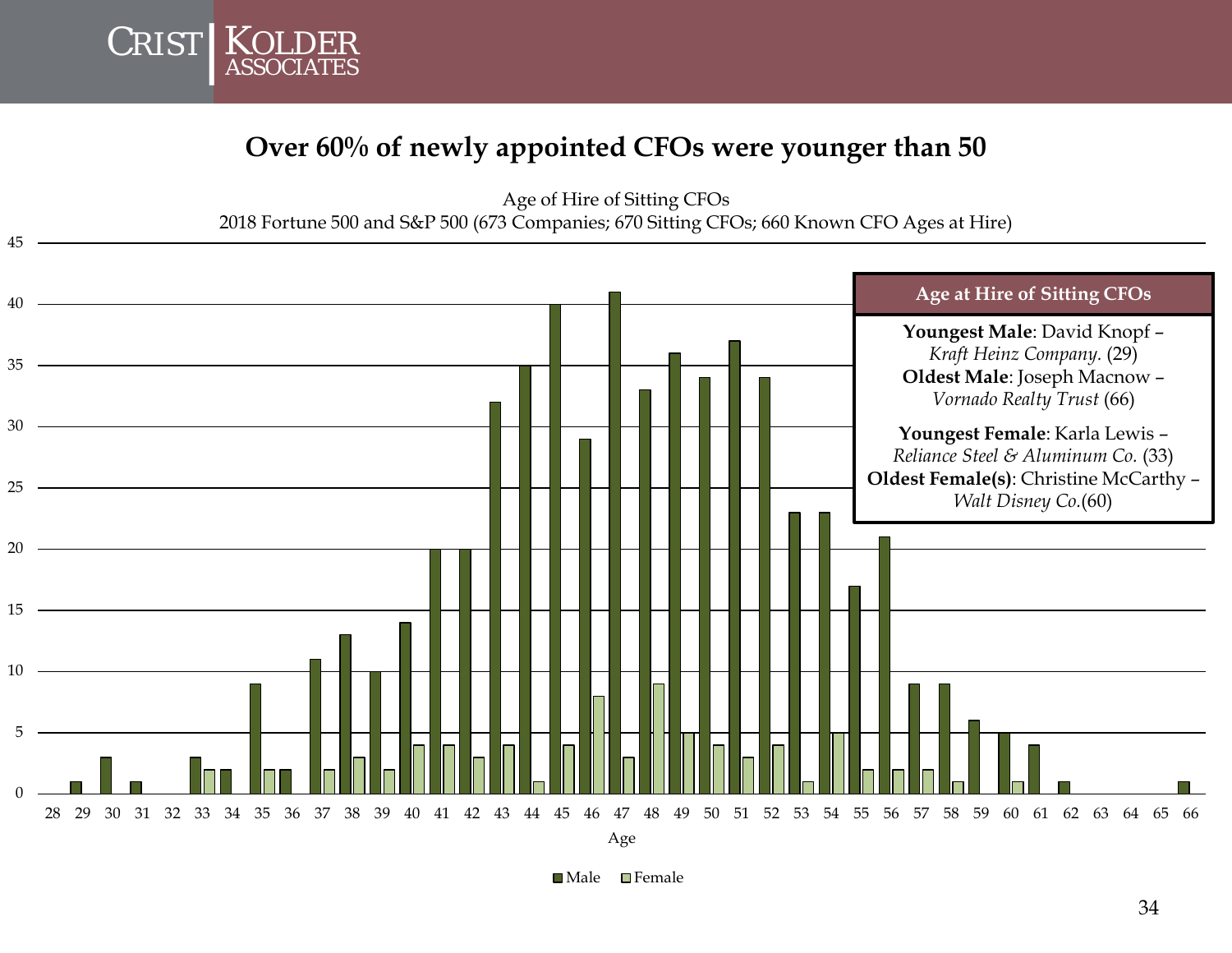# Over 60% of newly appointed CFOs were younger than 50

Age of Hire of Sitting CFOs

2018 Fortune 500 and S&P 500 (673 Companies; 670 Sitting CFOs; 660 Known CFO Ages at Hire)

| Age | Male | Female |
|---|---|---|
| 28 | | |
| 29 | 1 | |
| 30 | 3 | |
| 31 | 1 | |
| 32 | | |
| 33 | 3 | 2 |
| 34 | 2 | |
| 35 | 9 | 2 |
| 36 | 2 | |
| 37 | 11 | 2 |
| 38 | 13 | 3 |
| 39 | 10 | 2 |
| 40 | 14 | 4 |
| 41 | 20 | 4 |
| 42 | 20 | 3 |
| 43 | 32 | 4 |
| 44 | 35 | 1 |
| 45 | 40 | 4 |
| 46 | 29 | 8 |
| 47 | 41 | 3 |
| 48 | 33 | 9 |
| 49 | 36 | 5 |
| 50 | 34 | 4 |
| 51 | 37 | 3 |
| 52 | 34 | 4 |
| 53 | 23 | 1 |
| 54 | 23 | 5 |
| 55 | 17 | 2 |
| 56 | 21 | 2 |
| 57 | 9 | 2 |
| 58 | 9 | 1 |
| 59 | 6 | |
| 60 | 5 | 1 |
| 61 | 4 | |
| 62 | 1 | |
| 63 | | |
| 64 | | |
| 65 | | |
| 66 | 1 | |

**Age at Hire of Sitting CFOs**

**Youngest Male**: David Knopf – *Kraft Heinz Company.* (29)

**Oldest Male**: Joseph Macnow – *Vornado Realty Trust* (66)

**Youngest Female**: Karla Lewis – *Reliance Steel & Aluminum Co.* (33)

**Oldest Female(s)**: Christine McCarthy – *Walt Disney Co.*(60)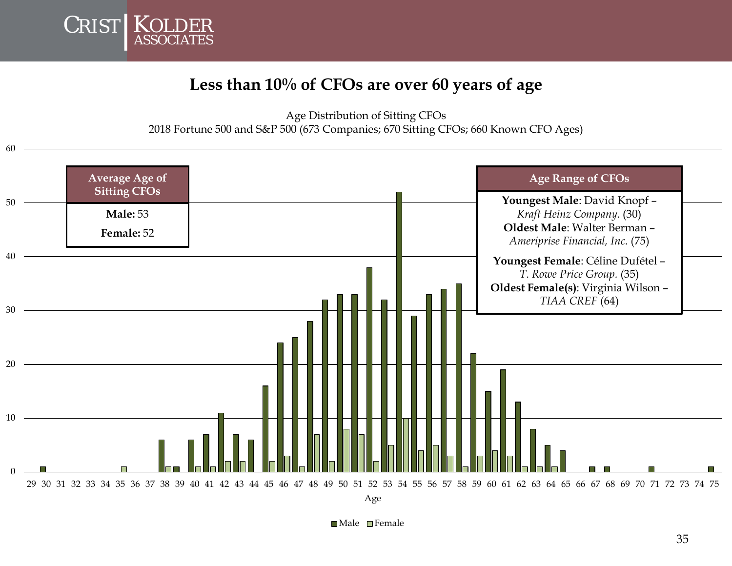## Less than 10% of CFOs are over 60 years of age

Age Distribution of Sitting CFOs
2018 Fortune 500 and S&P 500 (673 Companies; 670 Sitting CFOs; 660 Known CFO Ages)

| Average Age of Sitting CFOs |
|---|
| **Male:** 53 |
| **Female:** 52 |

| Age Range of CFOs |
|---|
| **Youngest Male**: David Knopf – *Kraft Heinz Company*. (30) |
| **Oldest Male**: Walter Berman – *Ameriprise Financial, Inc.* (75) |
| **Youngest Female**: Céline Dufétel – *T. Rowe Price Group*. (35) |
| **Oldest Female(s)**: Virginia Wilson – *TIAA CREF* (64) |

| Age | Male | Female |
|---|---|---|
| 30 | 1 | |
| 35 | | 1 |
| 38 | 6 | 1 |
| 39 | 1 | |
| 40 | 6 | 1 |
| 41 | 7 | 1 |
| 42 | 11 | 2 |
| 43 | 7 | 2 |
| 44 | 6 | |
| 45 | 16 | 2 |
| 46 | 24 | 3 |
| 47 | 25 | 1 |
| 48 | 28 | 7 |
| 49 | 32 | 2 |
| 50 | 33 | 8 |
| 51 | 33 | 7 |
| 52 | 38 | 2 |
| 53 | 32 | 5 |
| 54 | 52 | 10 |
| 55 | 29 | 4 |
| 56 | 33 | 5 |
| 57 | 34 | 3 |
| 58 | 35 | 1 |
| 59 | 22 | 3 |
| 60 | 15 | 4 |
| 61 | 19 | 3 |
| 62 | 13 | 1 |
| 63 | 8 | 1 |
| 64 | 5 | 1 |
| 65 | 4 | |
| 67 | 1 | |
| 68 | 1 | |
| 71 | 1 | |
| 75 | 1 | |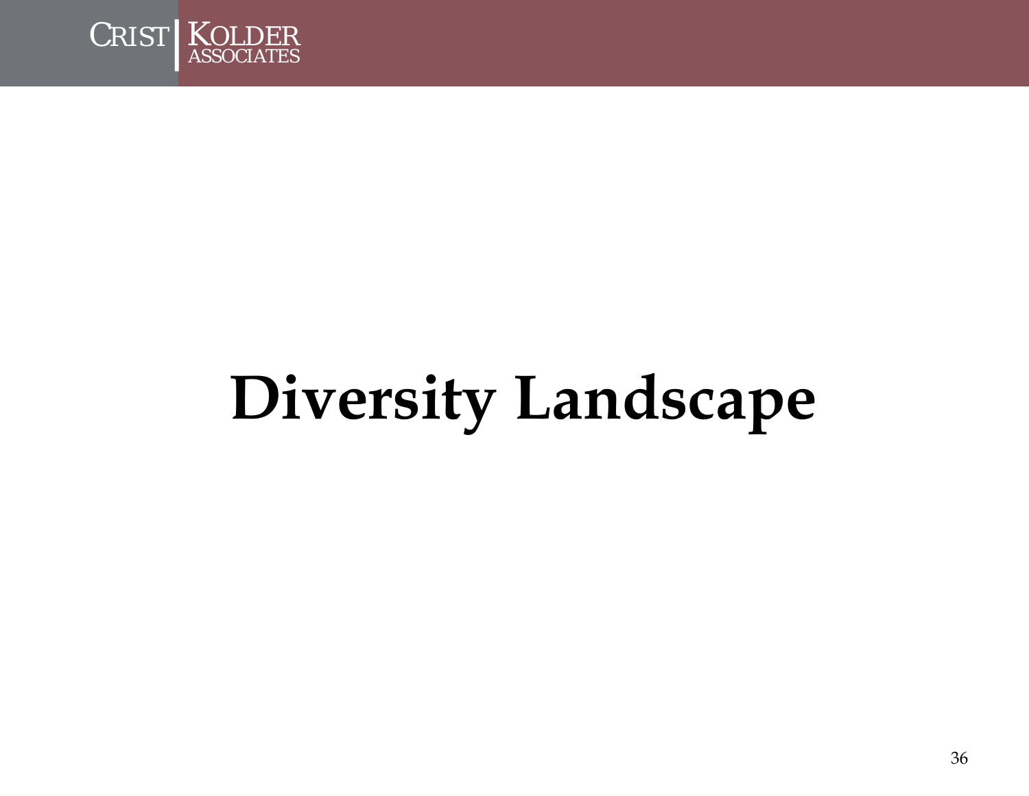# Diversity Landscape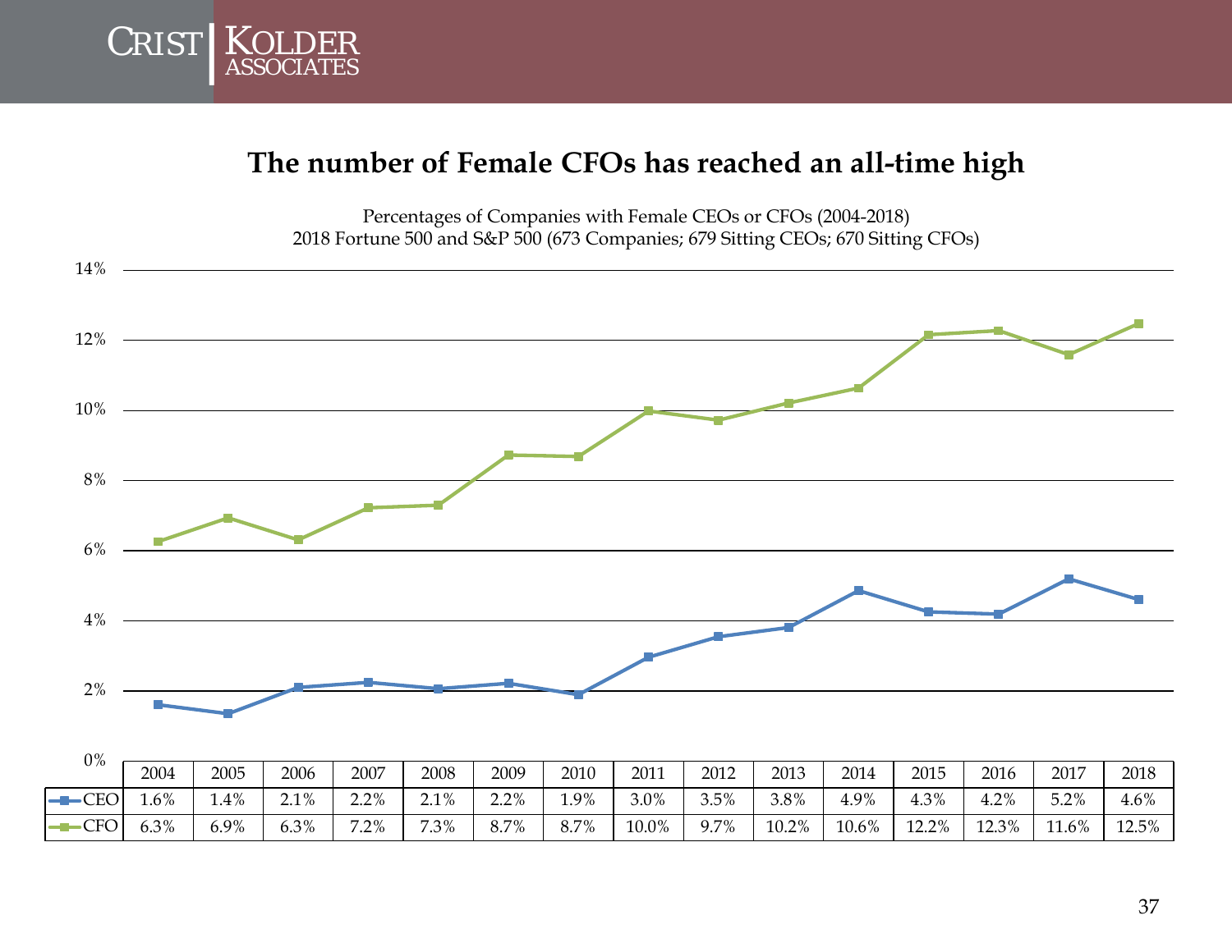## The number of Female CFOs has reached an all-time high

Percentages of Companies with Female CEOs or CFOs (2004-2018)
2018 Fortune 500 and S&P 500 (673 Companies; 679 Sitting CEOs; 670 Sitting CFOs)

| | 2004 | 2005 | 2006 | 2007 | 2008 | 2009 | 2010 | 2011 | 2012 | 2013 | 2014 | 2015 | 2016 | 2017 | 2018 |
|---|---|---|---|---|---|---|---|---|---|---|---|---|---|---|---|
| CEO | 1.6% | 1.4% | 2.1% | 2.2% | 2.1% | 2.2% | 1.9% | 3.0% | 3.5% | 3.8% | 4.9% | 4.3% | 4.2% | 5.2% | 4.6% |
| CFO | 6.3% | 6.9% | 6.3% | 7.2% | 7.3% | 8.7% | 8.7% | 10.0% | 9.7% | 10.2% | 10.6% | 12.2% | 12.3% | 11.6% | 12.5% |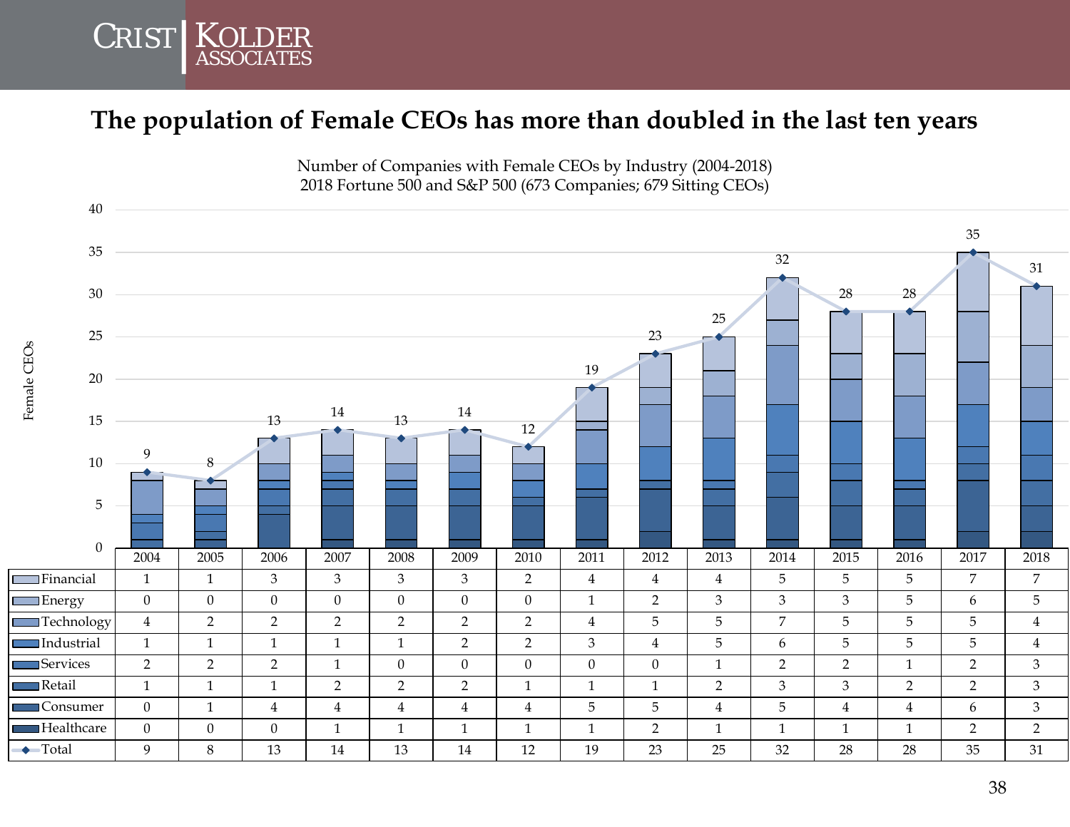# The population of Female CEOs has more than doubled in the last ten years

Number of Companies with Female CEOs by Industry (2004-2018)
2018 Fortune 500 and S&P 500 (673 Companies; 679 Sitting CEOs)

| | 2004 | 2005 | 2006 | 2007 | 2008 | 2009 | 2010 | 2011 | 2012 | 2013 | 2014 | 2015 | 2016 | 2017 | 2018 |
|---|---|---|---|---|---|---|---|---|---|---|---|---|---|---|---|
| Financial | 1 | 1 | 3 | 3 | 3 | 3 | 2 | 4 | 4 | 4 | 5 | 5 | 5 | 7 | 7 |
| Energy | 0 | 0 | 0 | 0 | 0 | 0 | 0 | 1 | 2 | 3 | 3 | 3 | 5 | 6 | 5 |
| Technology | 4 | 2 | 2 | 2 | 2 | 2 | 2 | 4 | 5 | 5 | 7 | 5 | 5 | 5 | 4 |
| Industrial | 1 | 1 | 1 | 1 | 1 | 2 | 2 | 3 | 4 | 5 | 6 | 5 | 5 | 5 | 4 |
| Services | 2 | 2 | 2 | 1 | 0 | 0 | 0 | 0 | 0 | 1 | 2 | 2 | 1 | 2 | 3 |
| Retail | 1 | 1 | 1 | 2 | 2 | 2 | 1 | 1 | 1 | 2 | 3 | 3 | 2 | 2 | 3 |
| Consumer | 0 | 1 | 4 | 4 | 4 | 4 | 4 | 5 | 5 | 4 | 5 | 4 | 4 | 6 | 3 |
| Healthcare | 0 | 0 | 0 | 1 | 1 | 1 | 1 | 1 | 2 | 1 | 1 | 1 | 1 | 2 | 2 |
| Total | 9 | 8 | 13 | 14 | 13 | 14 | 12 | 19 | 23 | 25 | 32 | 28 | 28 | 35 | 31 |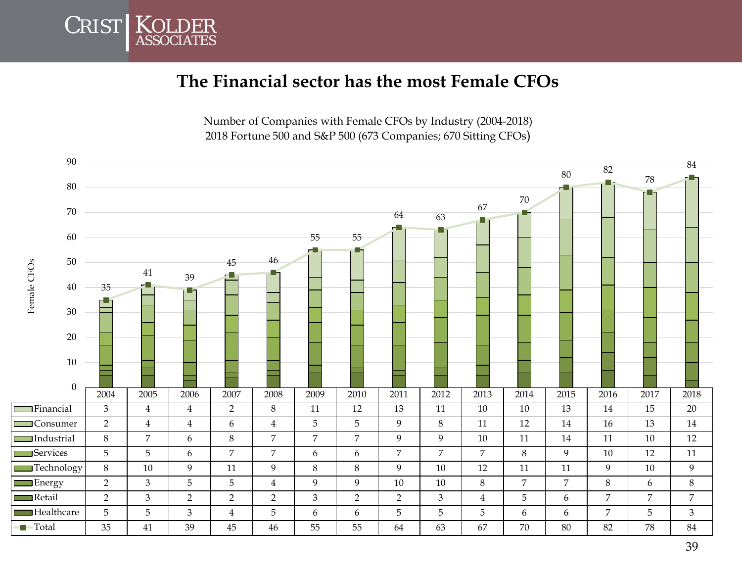# The Financial sector has the most Female CFOs

Number of Companies with Female CFOs by Industry (2004-2018)
2018 Fortune 500 and S&P 500 (673 Companies; 670 Sitting CFOs)

| | 2004 | 2005 | 2006 | 2007 | 2008 | 2009 | 2010 | 2011 | 2012 | 2013 | 2014 | 2015 | 2016 | 2017 | 2018 |
|---|---|---|---|---|---|---|---|---|---|---|---|---|---|---|---|
| Financial | 3 | 4 | 4 | 2 | 8 | 11 | 12 | 13 | 11 | 10 | 10 | 13 | 14 | 15 | 20 |
| Consumer | 2 | 4 | 4 | 6 | 4 | 5 | 5 | 9 | 8 | 11 | 12 | 14 | 16 | 13 | 14 |
| Industrial | 8 | 7 | 6 | 8 | 7 | 7 | 7 | 9 | 9 | 10 | 11 | 14 | 11 | 10 | 12 |
| Services | 5 | 5 | 6 | 7 | 7 | 6 | 6 | 7 | 7 | 7 | 8 | 9 | 10 | 12 | 11 |
| Technology | 8 | 10 | 9 | 11 | 9 | 8 | 8 | 9 | 10 | 12 | 11 | 11 | 9 | 10 | 9 |
| Energy | 2 | 3 | 5 | 5 | 4 | 9 | 9 | 10 | 10 | 8 | 7 | 7 | 8 | 6 | 8 |
| Retail | 2 | 3 | 2 | 2 | 2 | 3 | 2 | 2 | 3 | 4 | 5 | 6 | 7 | 7 | 7 |
| Healthcare | 5 | 5 | 3 | 4 | 5 | 6 | 6 | 5 | 5 | 5 | 6 | 6 | 7 | 5 | 3 |
| Total | 35 | 41 | 39 | 45 | 46 | 55 | 55 | 64 | 63 | 67 | 70 | 80 | 82 | 78 | 84 |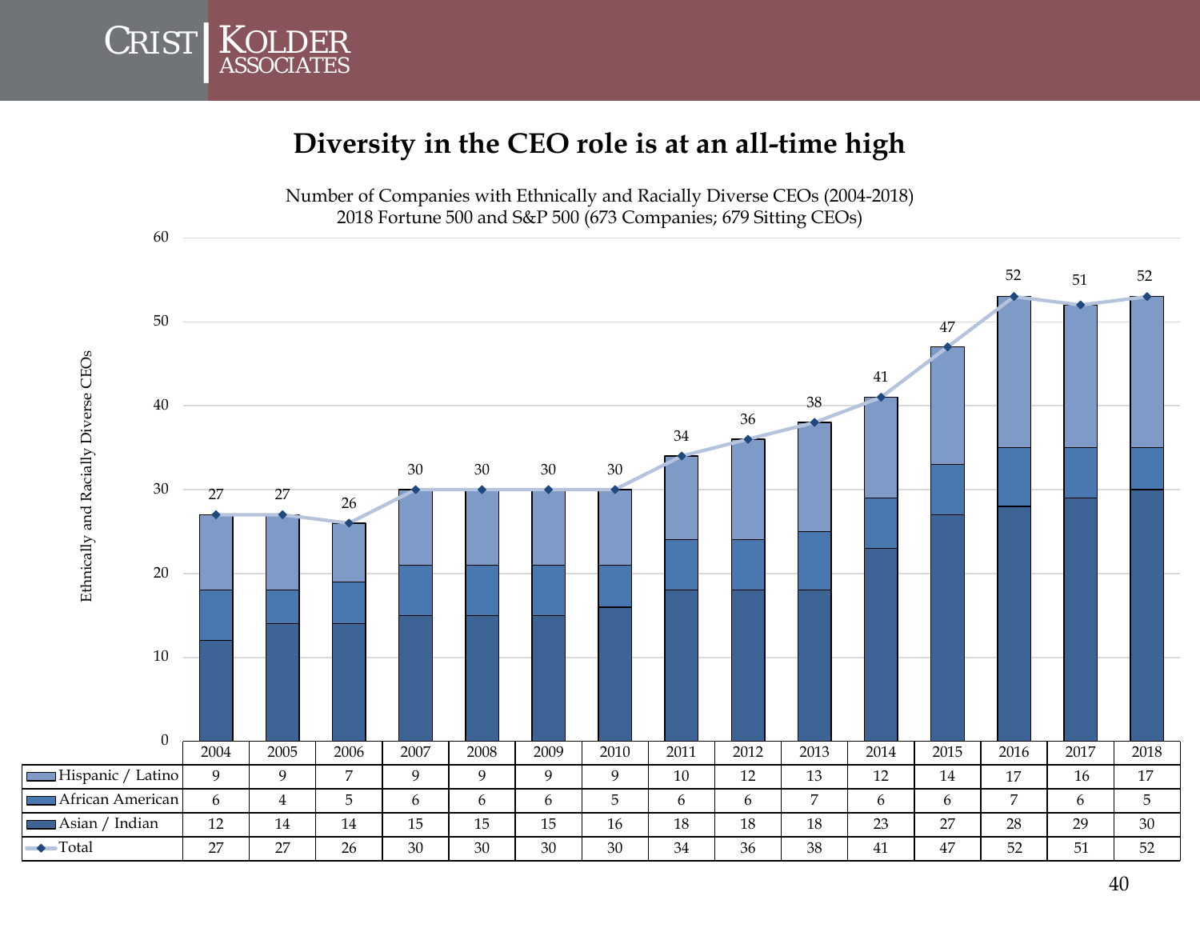# Diversity in the CEO role is at an all-time high

Number of Companies with Ethnically and Racially Diverse CEOs (2004-2018)
2018 Fortune 500 and S&P 500 (673 Companies; 679 Sitting CEOs)

| | 2004 | 2005 | 2006 | 2007 | 2008 | 2009 | 2010 | 2011 | 2012 | 2013 | 2014 | 2015 | 2016 | 2017 | 2018 |
|---|---|---|---|---|---|---|---|---|---|---|---|---|---|---|---|
| Hispanic / Latino | 9 | 9 | 7 | 9 | 9 | 9 | 9 | 10 | 12 | 13 | 12 | 14 | 17 | 16 | 17 |
| African American | 6 | 4 | 5 | 6 | 6 | 6 | 5 | 6 | 6 | 7 | 6 | 6 | 7 | 6 | 5 |
| Asian / Indian | 12 | 14 | 14 | 15 | 15 | 15 | 16 | 18 | 18 | 18 | 23 | 27 | 28 | 29 | 30 |
| Total | 27 | 27 | 26 | 30 | 30 | 30 | 30 | 34 | 36 | 38 | 41 | 47 | 52 | 51 | 52 |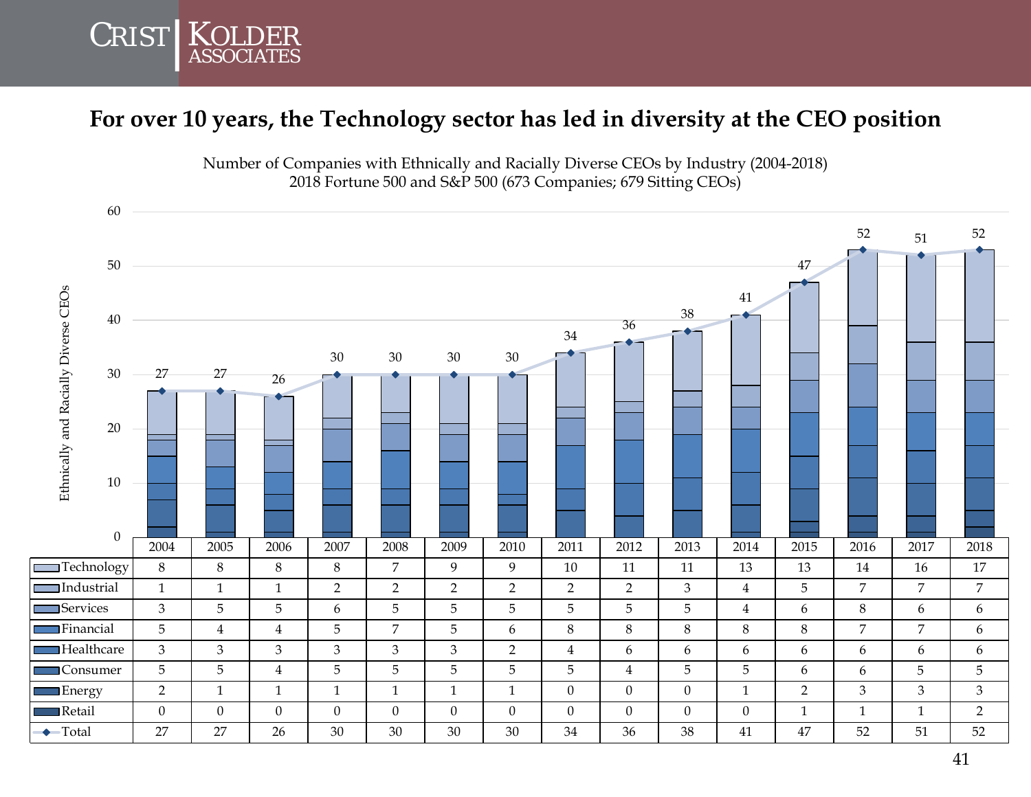## For over 10 years, the Technology sector has led in diversity at the CEO position

Number of Companies with Ethnically and Racially Diverse CEOs by Industry (2004-2018)
2018 Fortune 500 and S&P 500 (673 Companies; 679 Sitting CEOs)

| | 2004 | 2005 | 2006 | 2007 | 2008 | 2009 | 2010 | 2011 | 2012 | 2013 | 2014 | 2015 | 2016 | 2017 | 2018 |
|---|---|---|---|---|---|---|---|---|---|---|---|---|---|---|---|
| Technology | 8 | 8 | 8 | 8 | 7 | 9 | 9 | 10 | 11 | 11 | 13 | 13 | 14 | 16 | 17 |
| Industrial | 1 | 1 | 1 | 2 | 2 | 2 | 2 | 2 | 2 | 3 | 4 | 5 | 7 | 7 | 7 |
| Services | 3 | 5 | 5 | 6 | 5 | 5 | 5 | 5 | 5 | 5 | 4 | 6 | 8 | 6 | 6 |
| Financial | 5 | 4 | 4 | 5 | 7 | 5 | 6 | 8 | 8 | 8 | 8 | 8 | 7 | 7 | 6 |
| Healthcare | 3 | 3 | 3 | 3 | 3 | 3 | 2 | 4 | 6 | 6 | 6 | 6 | 6 | 6 | 6 |
| Consumer | 5 | 5 | 4 | 5 | 5 | 5 | 5 | 5 | 4 | 5 | 5 | 6 | 6 | 5 | 5 |
| Energy | 2 | 1 | 1 | 1 | 1 | 1 | 1 | 0 | 0 | 0 | 1 | 2 | 3 | 3 | 3 |
| Retail | 0 | 0 | 0 | 0 | 0 | 0 | 0 | 0 | 0 | 0 | 0 | 1 | 1 | 1 | 2 |
| Total | 27 | 27 | 26 | 30 | 30 | 30 | 30 | 34 | 36 | 38 | 41 | 47 | 52 | 51 | 52 |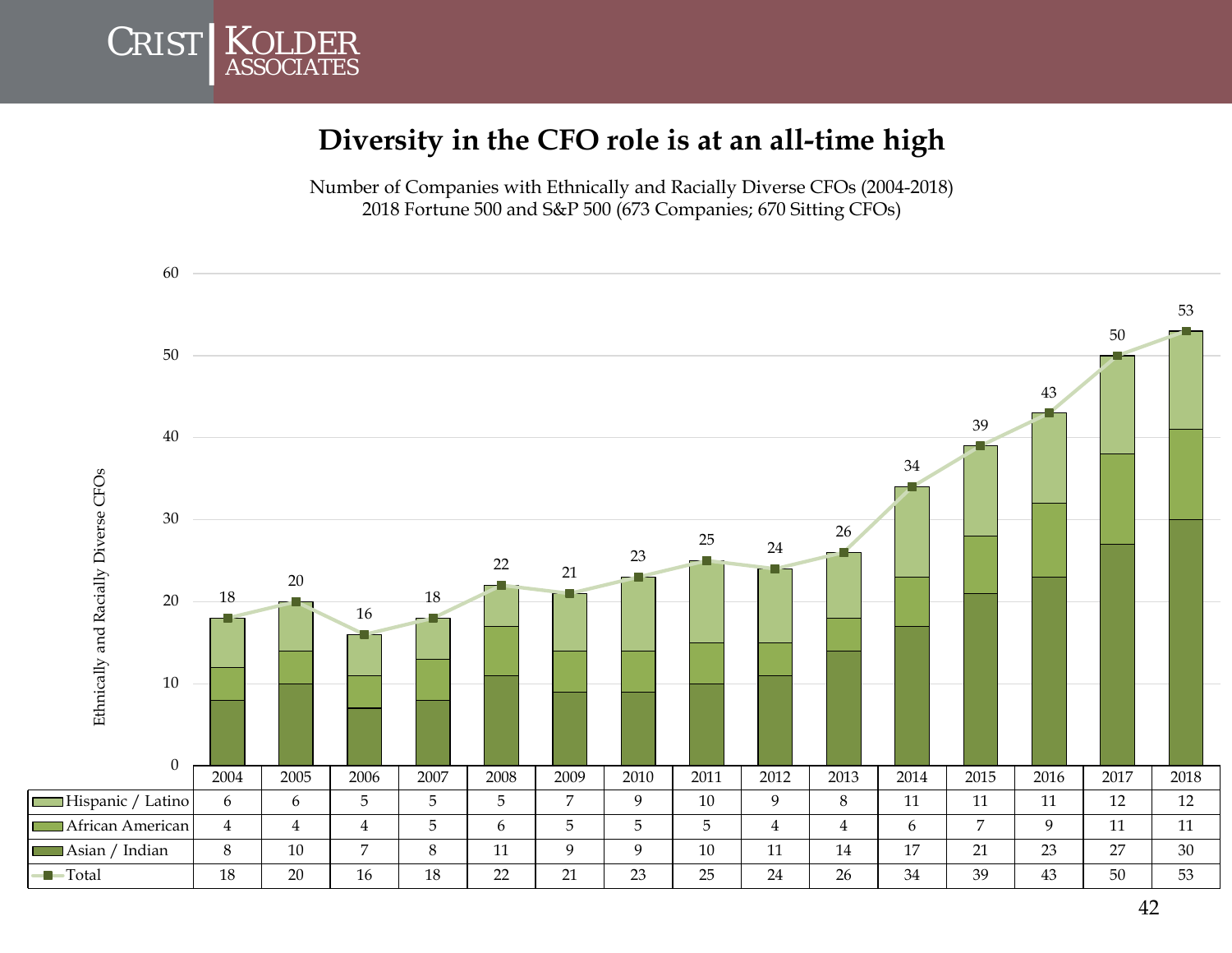# Diversity in the CFO role is at an all-time high

Number of Companies with Ethnically and Racially Diverse CFOs (2004-2018)
2018 Fortune 500 and S&P 500 (673 Companies; 670 Sitting CFOs)

| | 2004 | 2005 | 2006 | 2007 | 2008 | 2009 | 2010 | 2011 | 2012 | 2013 | 2014 | 2015 | 2016 | 2017 | 2018 |
|---|---|---|---|---|---|---|---|---|---|---|---|---|---|---|---|
| Hispanic / Latino | 6 | 6 | 5 | 5 | 5 | 7 | 9 | 10 | 9 | 8 | 11 | 11 | 11 | 12 | 12 |
| African American | 4 | 4 | 4 | 5 | 6 | 5 | 5 | 5 | 4 | 4 | 6 | 7 | 9 | 11 | 11 |
| Asian / Indian | 8 | 10 | 7 | 8 | 11 | 9 | 9 | 10 | 11 | 14 | 17 | 21 | 23 | 27 | 30 |
| Total | 18 | 20 | 16 | 18 | 22 | 21 | 23 | 25 | 24 | 26 | 34 | 39 | 43 | 50 | 53 |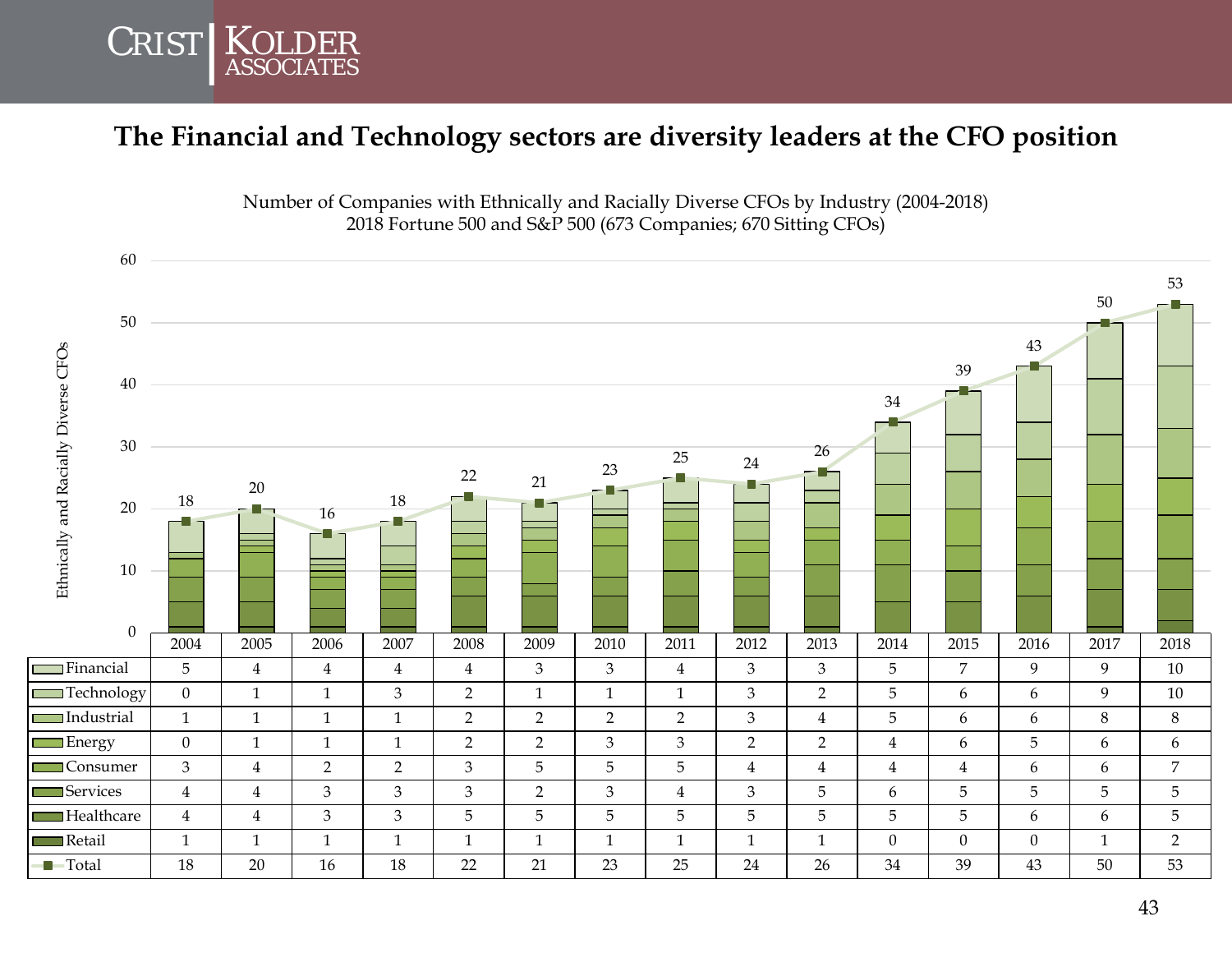## The Financial and Technology sectors are diversity leaders at the CFO position

Number of Companies with Ethnically and Racially Diverse CFOs by Industry (2004-2018)
2018 Fortune 500 and S&P 500 (673 Companies; 670 Sitting CFOs)

| | 2004 | 2005 | 2006 | 2007 | 2008 | 2009 | 2010 | 2011 | 2012 | 2013 | 2014 | 2015 | 2016 | 2017 | 2018 |
|---|---|---|---|---|---|---|---|---|---|---|---|---|---|---|---|
| Financial | 5 | 4 | 4 | 4 | 4 | 3 | 3 | 4 | 3 | 3 | 5 | 7 | 9 | 9 | 10 |
| Technology | 0 | 1 | 1 | 3 | 2 | 1 | 1 | 1 | 3 | 2 | 5 | 6 | 6 | 9 | 10 |
| Industrial | 1 | 1 | 1 | 1 | 2 | 2 | 2 | 2 | 3 | 4 | 5 | 6 | 6 | 8 | 8 |
| Energy | 0 | 1 | 1 | 1 | 2 | 2 | 3 | 3 | 2 | 2 | 4 | 6 | 5 | 6 | 6 |
| Consumer | 3 | 4 | 2 | 2 | 3 | 5 | 5 | 5 | 4 | 4 | 4 | 4 | 6 | 6 | 7 |
| Services | 4 | 4 | 3 | 3 | 3 | 2 | 3 | 4 | 3 | 5 | 6 | 5 | 5 | 5 | 5 |
| Healthcare | 4 | 4 | 3 | 3 | 5 | 5 | 5 | 5 | 5 | 5 | 5 | 5 | 6 | 6 | 5 |
| Retail | 1 | 1 | 1 | 1 | 1 | 1 | 1 | 1 | 1 | 1 | 0 | 0 | 0 | 1 | 2 |
| Total | 18 | 20 | 16 | 18 | 22 | 21 | 23 | 25 | 24 | 26 | 34 | 39 | 43 | 50 | 53 |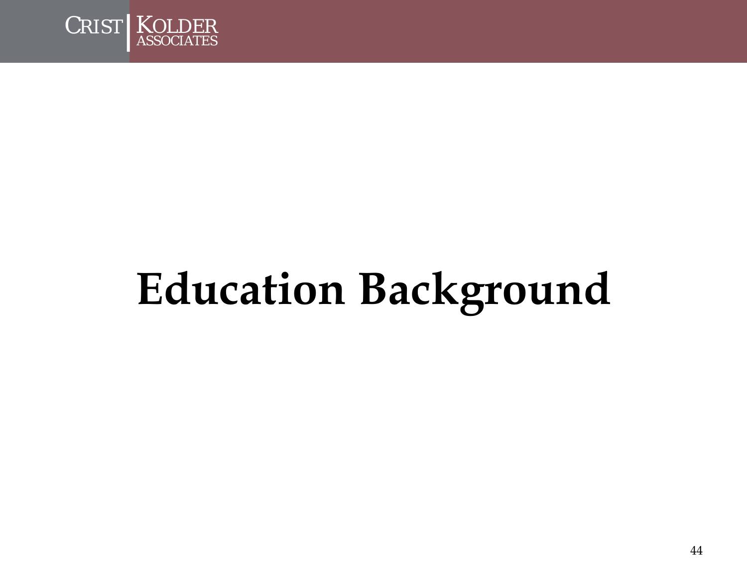# Education Background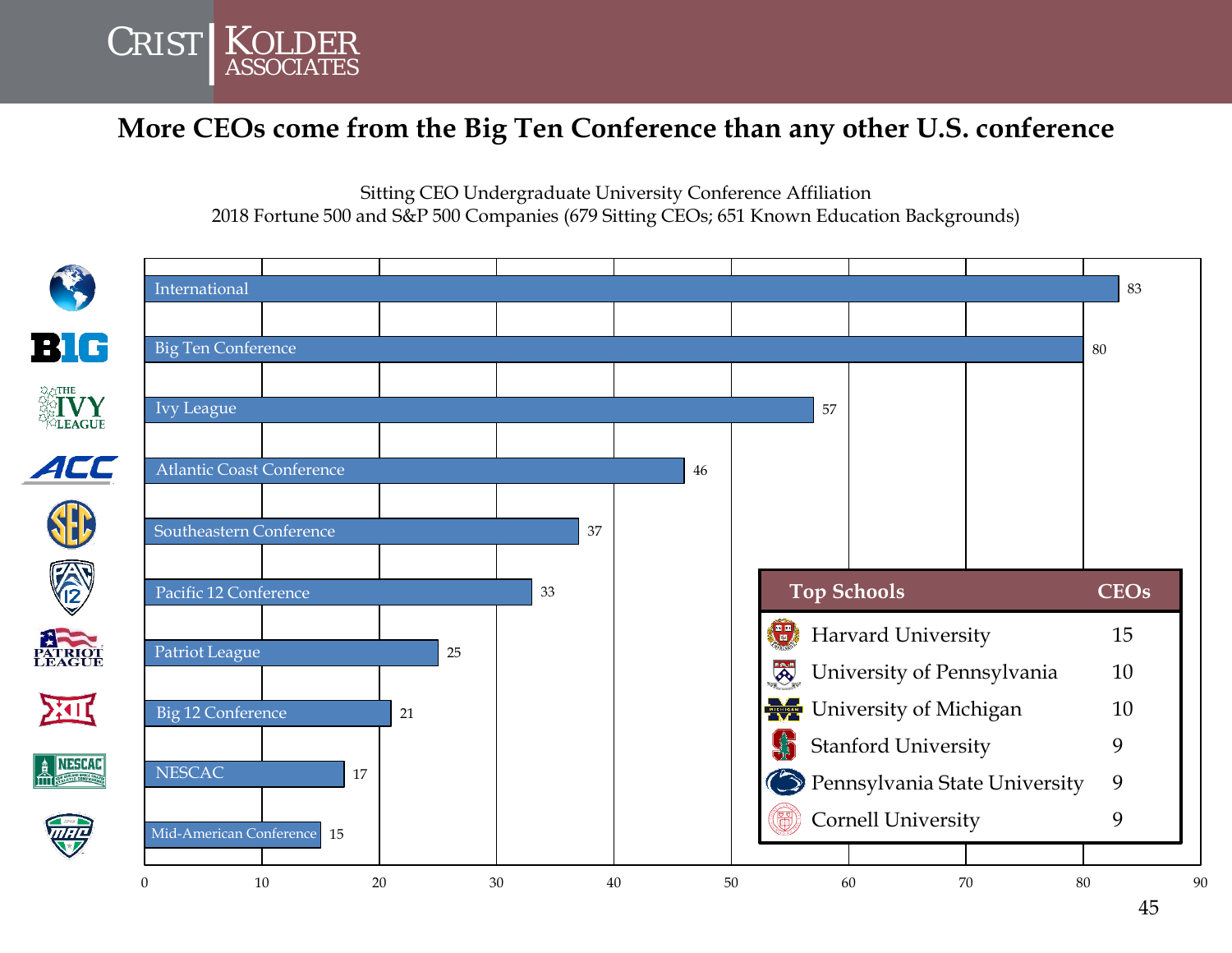# More CEOs come from the Big Ten Conference than any other U.S. conference

Sitting CEO Undergraduate University Conference Affiliation
2018 Fortune 500 and S&P 500 Companies (679 Sitting CEOs; 651 Known Education Backgrounds)

| Conference | CEOs |
|---|---|
| International | 83 |
| Big Ten Conference | 80 |
| Ivy League | 57 |
| Atlantic Coast Conference | 46 |
| Southeastern Conference | 37 |
| Pacific 12 Conference | 33 |
| Patriot League | 25 |
| Big 12 Conference | 21 |
| NESCAC | 17 |
| Mid-American Conference | 15 |

| Top Schools | CEOs |
|---|---|
| Harvard University | 15 |
| University of Pennsylvania | 10 |
| University of Michigan | 10 |
| Stanford University | 9 |
| Pennsylvania State University | 9 |
| Cornell University | 9 |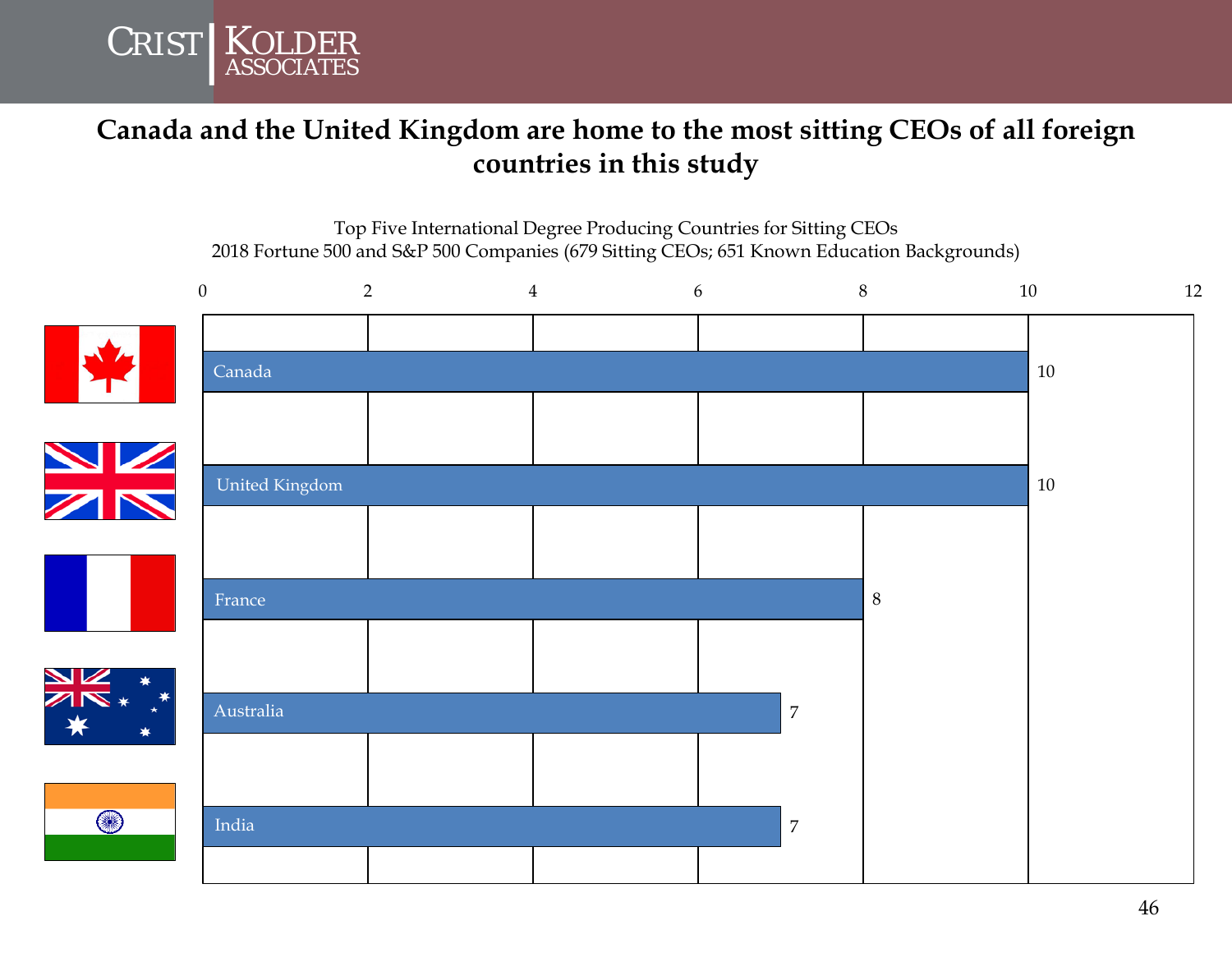# Canada and the United Kingdom are home to the most sitting CEOs of all foreign countries in this study

Top Five International Degree Producing Countries for Sitting CEOs
2018 Fortune 500 and S&P 500 Companies (679 Sitting CEOs; 651 Known Education Backgrounds)

| Country | Sitting CEOs |
|---|---|
| Canada | 10 |
| United Kingdom | 10 |
| France | 8 |
| Australia | 7 |
| India | 7 |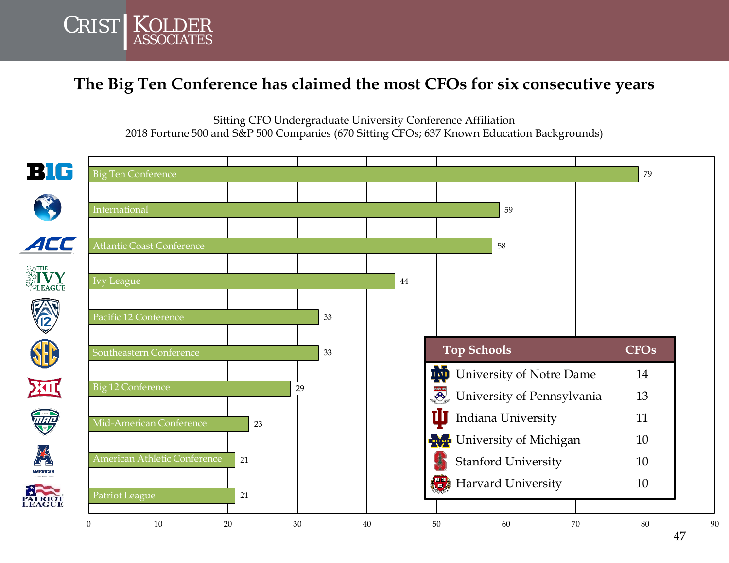## The Big Ten Conference has claimed the most CFOs for six consecutive years

Sitting CFO Undergraduate University Conference Affiliation
2018 Fortune 500 and S&P 500 Companies (670 Sitting CFOs; 637 Known Education Backgrounds)

| Conference | CFOs |
|---|---|
| Big Ten Conference | 79 |
| International | 59 |
| Atlantic Coast Conference | 58 |
| Ivy League | 44 |
| Pacific 12 Conference | 33 |
| Southeastern Conference | 33 |
| Big 12 Conference | 29 |
| Mid-American Conference | 23 |
| American Athletic Conference | 21 |
| Patriot League | 21 |

| Top Schools | CFOs |
|---|---|
| University of Notre Dame | 14 |
| University of Pennsylvania | 13 |
| Indiana University | 11 |
| University of Michigan | 10 |
| Stanford University | 10 |
| Harvard University | 10 |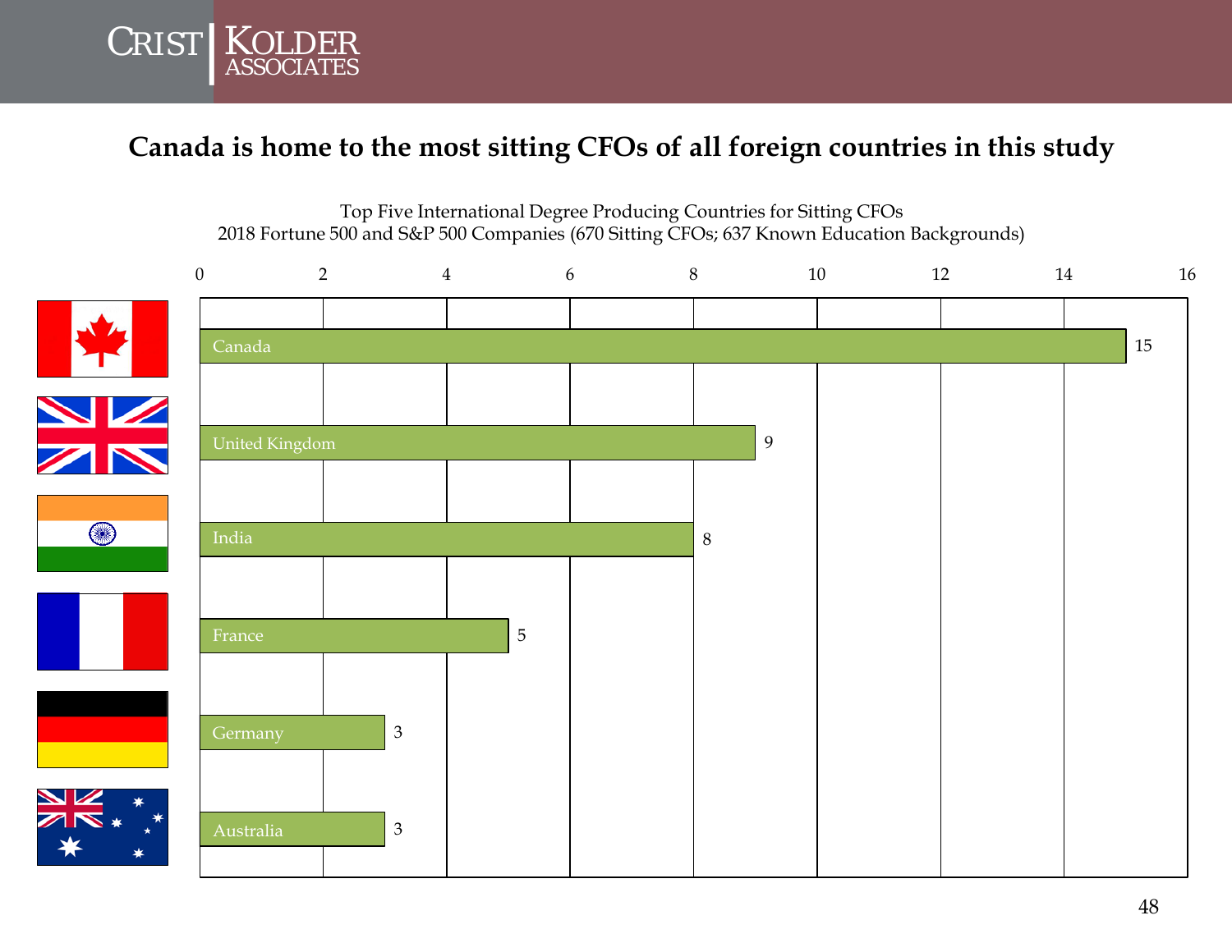# Canada is home to the most sitting CFOs of all foreign countries in this study

Top Five International Degree Producing Countries for Sitting CFOs
2018 Fortune 500 and S&P 500 Companies (670 Sitting CFOs; 637 Known Education Backgrounds)

| Country | Sitting CFOs |
|---|---|
| Canada | 15 |
| United Kingdom | 9 |
| India | 8 |
| France | 5 |
| Germany | 3 |
| Australia | 3 |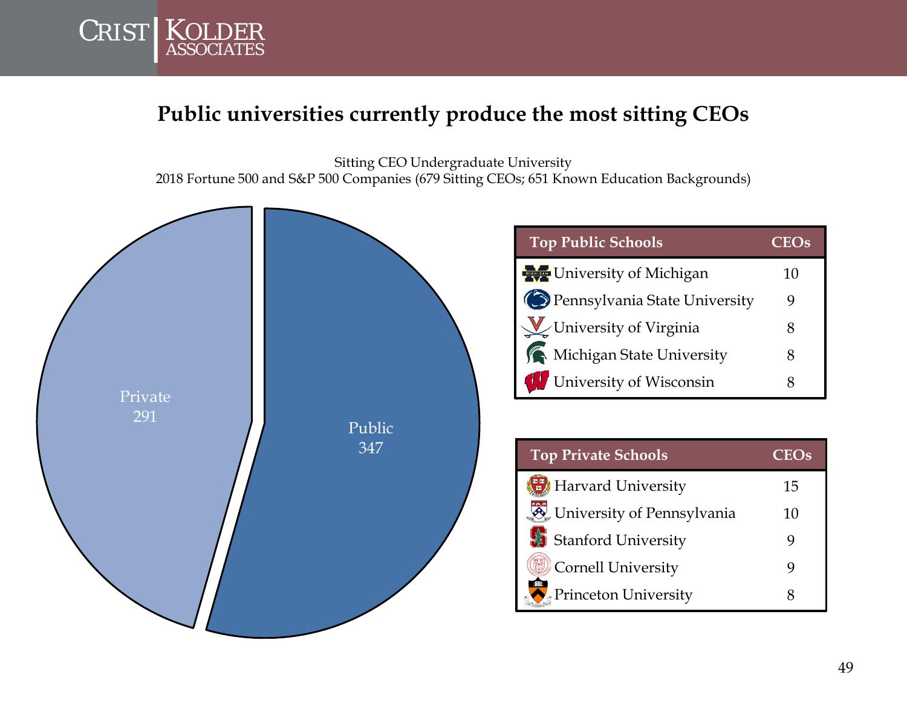# Public universities currently produce the most sitting CEOs

Sitting CEO Undergraduate University
2018 Fortune 500 and S&P 500 Companies (679 Sitting CEOs; 651 Known Education Backgrounds)

Private
291

Public
347

| Top Public Schools | CEOs |
|---|---|
| University of Michigan | 10 |
| Pennsylvania State University | 9 |
| University of Virginia | 8 |
| Michigan State University | 8 |
| University of Wisconsin | 8 |

| Top Private Schools | CEOs |
|---|---|
| Harvard University | 15 |
| University of Pennsylvania | 10 |
| Stanford University | 9 |
| Cornell University | 9 |
| Princeton University | 8 |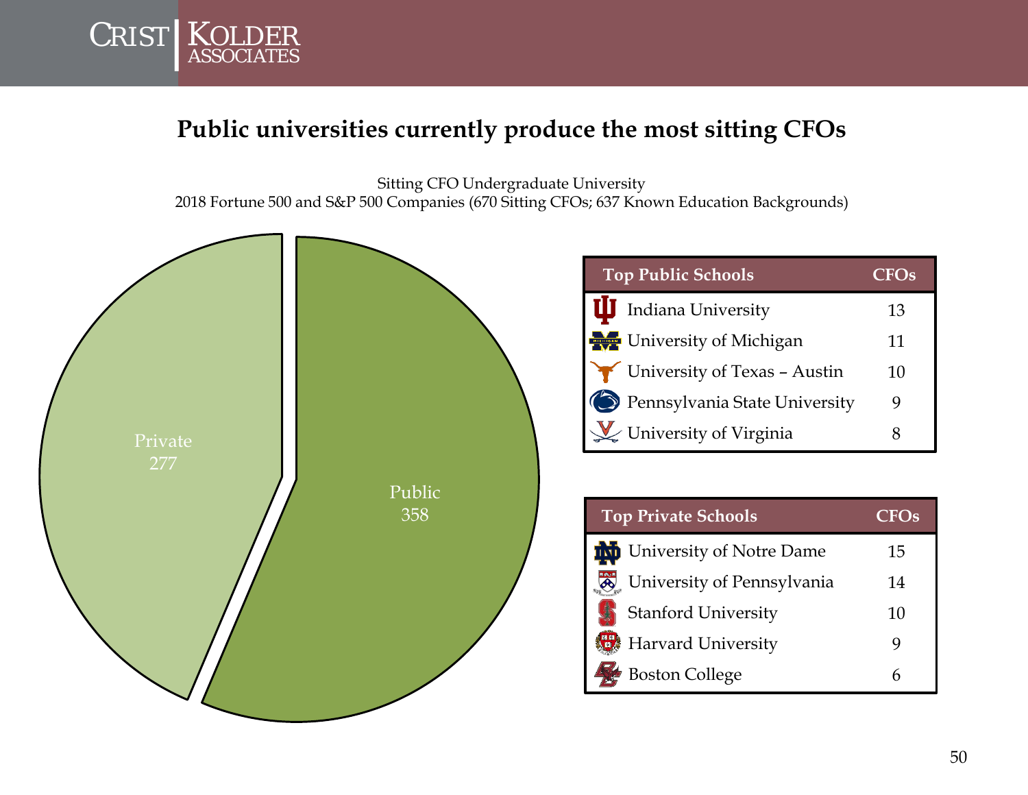# Public universities currently produce the most sitting CFOs

Sitting CFO Undergraduate University
2018 Fortune 500 and S&P 500 Companies (670 Sitting CFOs; 637 Known Education Backgrounds)

Private 277

Public 358

| Top Public Schools | CFOs |
|---|---|
| Indiana University | 13 |
| University of Michigan | 11 |
| University of Texas – Austin | 10 |
| Pennsylvania State University | 9 |
| University of Virginia | 8 |

| Top Private Schools | CFOs |
|---|---|
| University of Notre Dame | 15 |
| University of Pennsylvania | 14 |
| Stanford University | 10 |
| Harvard University | 9 |
| Boston College | 6 |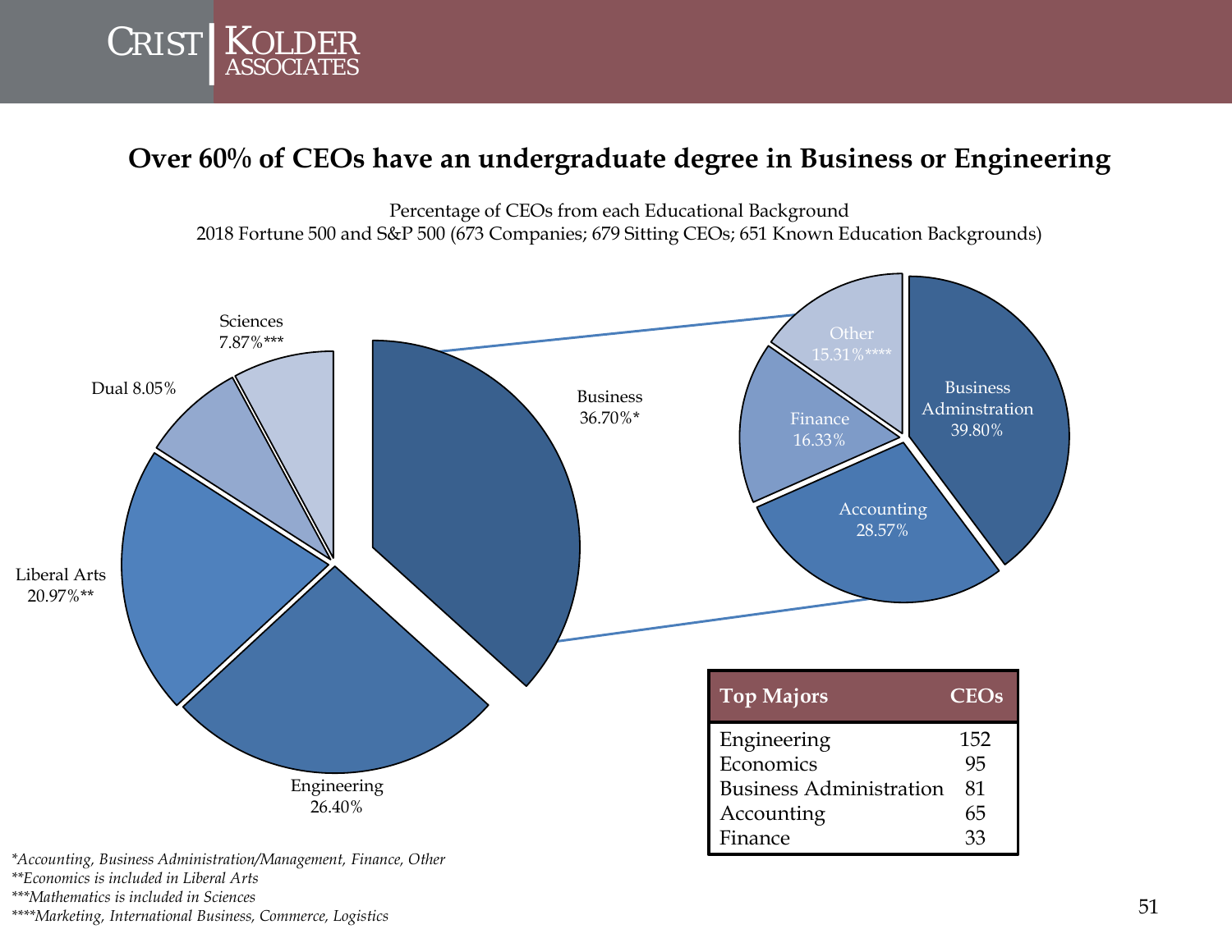# Over 60% of CEOs have an undergraduate degree in Business or Engineering

Percentage of CEOs from each Educational Background
2018 Fortune 500 and S&P 500 (673 Companies; 679 Sitting CEOs; 651 Known Education Backgrounds)

Sciences 7.87%***

Dual 8.05%

Business 36.70%*

Liberal Arts 20.97%**

Engineering 26.40%

Other 15.31%****

Finance 16.33%

Business Adminstration 39.80%

Accounting 28.57%

| Top Majors | CEOs |
|---|---|
| Engineering | 152 |
| Economics | 95 |
| Business Administration | 81 |
| Accounting | 65 |
| Finance | 33 |

*\*Accounting, Business Administration/Management, Finance, Other*
*\*\*Economics is included in Liberal Arts*
*\*\*\*Mathematics is included in Sciences*
*\*\*\*\*Marketing, International Business, Commerce, Logistics*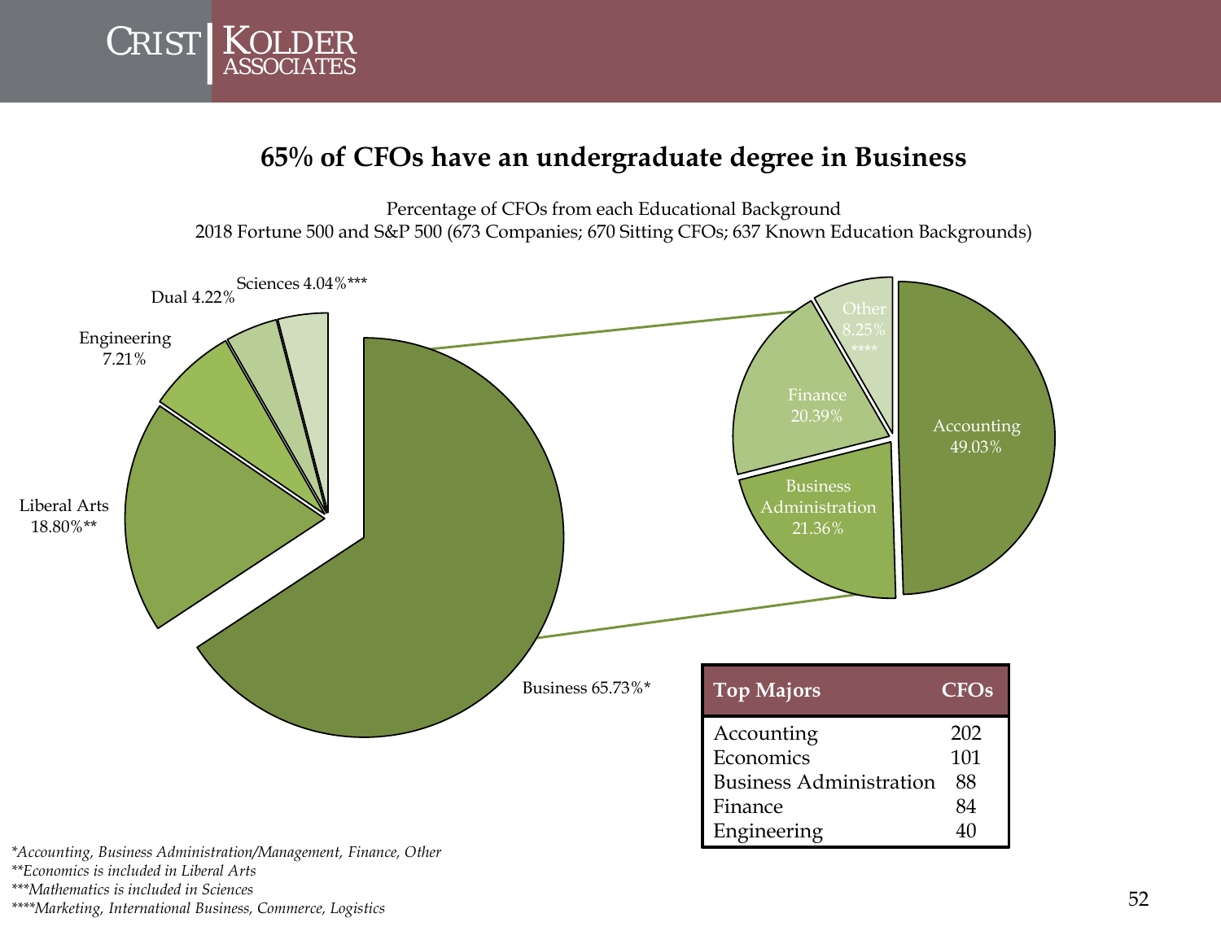# 65% of CFOs have an undergraduate degree in Business

Percentage of CFOs from each Educational Background
2018 Fortune 500 and S&P 500 (673 Companies; 670 Sitting CFOs; 637 Known Education Backgrounds)

Sciences 4.04%***
Dual 4.22%
Engineering 7.21%
Liberal Arts 18.80%**
Business 65.73%*

Other 8.25% ****
Finance 20.39%
Accounting 49.03%
Business Administration 21.36%

| Top Majors | CFOs |
|---|---|
| Accounting | 202 |
| Economics | 101 |
| Business Administration | 88 |
| Finance | 84 |
| Engineering | 40 |

*\*Accounting, Business Administration/Management, Finance, Other*
*\*\*Economics is included in Liberal Arts*
*\*\*\*Mathematics is included in Sciences*
*\*\*\*\*Marketing, International Business, Commerce, Logistics*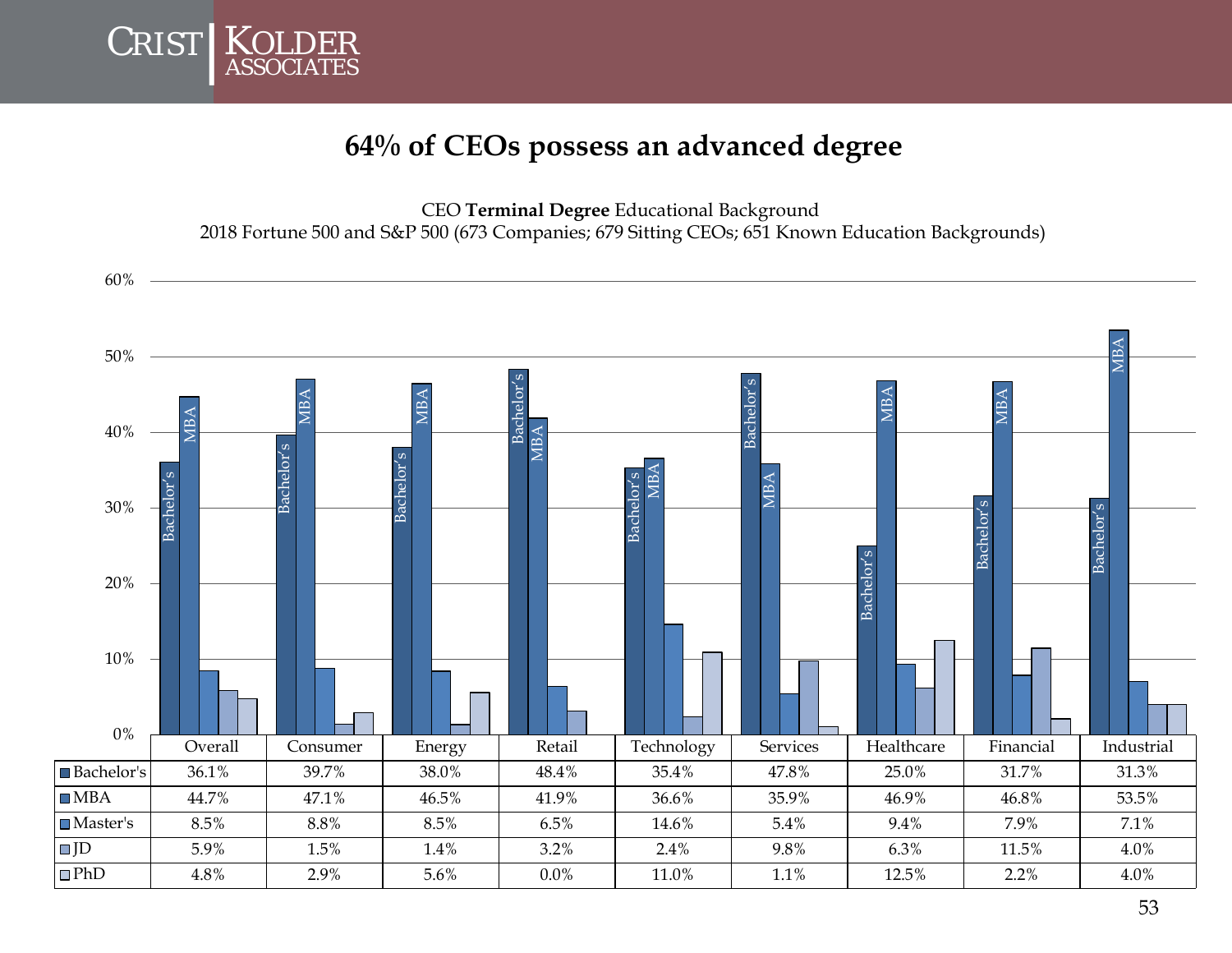# 64% of CEOs possess an advanced degree

CEO **Terminal Degree** Educational Background
2018 Fortune 500 and S&P 500 (673 Companies; 679 Sitting CEOs; 651 Known Education Backgrounds)

| | Overall | Consumer | Energy | Retail | Technology | Services | Healthcare | Financial | Industrial |
|---|---|---|---|---|---|---|---|---|---|
| Bachelor's | 36.1% | 39.7% | 38.0% | 48.4% | 35.4% | 47.8% | 25.0% | 31.7% | 31.3% |
| MBA | 44.7% | 47.1% | 46.5% | 41.9% | 36.6% | 35.9% | 46.9% | 46.8% | 53.5% |
| Master's | 8.5% | 8.8% | 8.5% | 6.5% | 14.6% | 5.4% | 9.4% | 7.9% | 7.1% |
| JD | 5.9% | 1.5% | 1.4% | 3.2% | 2.4% | 9.8% | 6.3% | 11.5% | 4.0% |
| PhD | 4.8% | 2.9% | 5.6% | 0.0% | 11.0% | 1.1% | 12.5% | 2.2% | 4.0% |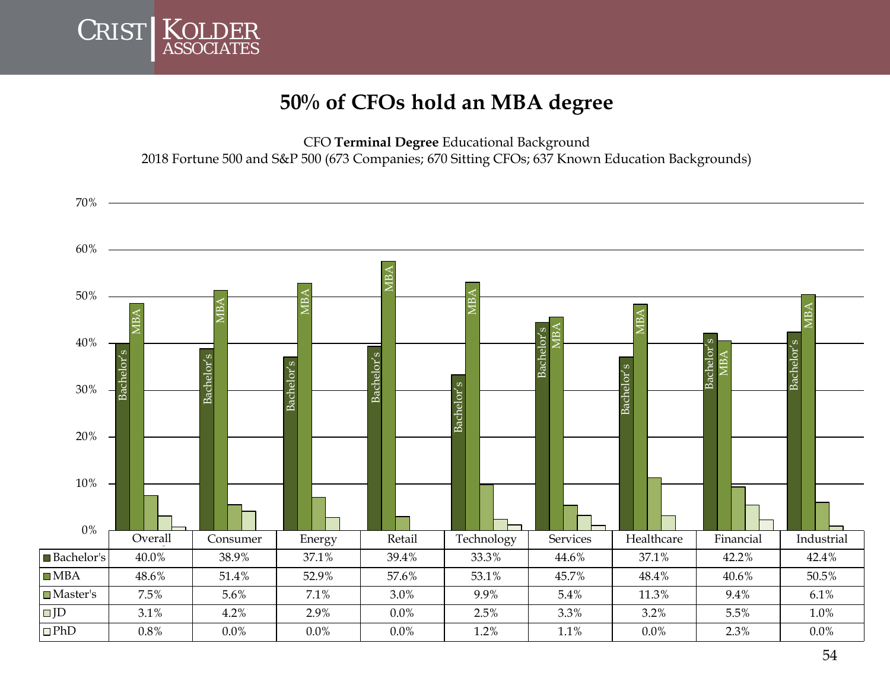# 50% of CFOs hold an MBA degree

CFO **Terminal Degree** Educational Background
2018 Fortune 500 and S&P 500 (673 Companies; 670 Sitting CFOs; 637 Known Education Backgrounds)

| | Overall | Consumer | Energy | Retail | Technology | Services | Healthcare | Financial | Industrial |
|---|---|---|---|---|---|---|---|---|---|
| Bachelor's | 40.0% | 38.9% | 37.1% | 39.4% | 33.3% | 44.6% | 37.1% | 42.2% | 42.4% |
| MBA | 48.6% | 51.4% | 52.9% | 57.6% | 53.1% | 45.7% | 48.4% | 40.6% | 50.5% |
| Master's | 7.5% | 5.6% | 7.1% | 3.0% | 9.9% | 5.4% | 11.3% | 9.4% | 6.1% |
| JD | 3.1% | 4.2% | 2.9% | 0.0% | 2.5% | 3.3% | 3.2% | 5.5% | 1.0% |
| PhD | 0.8% | 0.0% | 0.0% | 0.0% | 1.2% | 1.1% | 0.0% | 2.3% | 0.0% |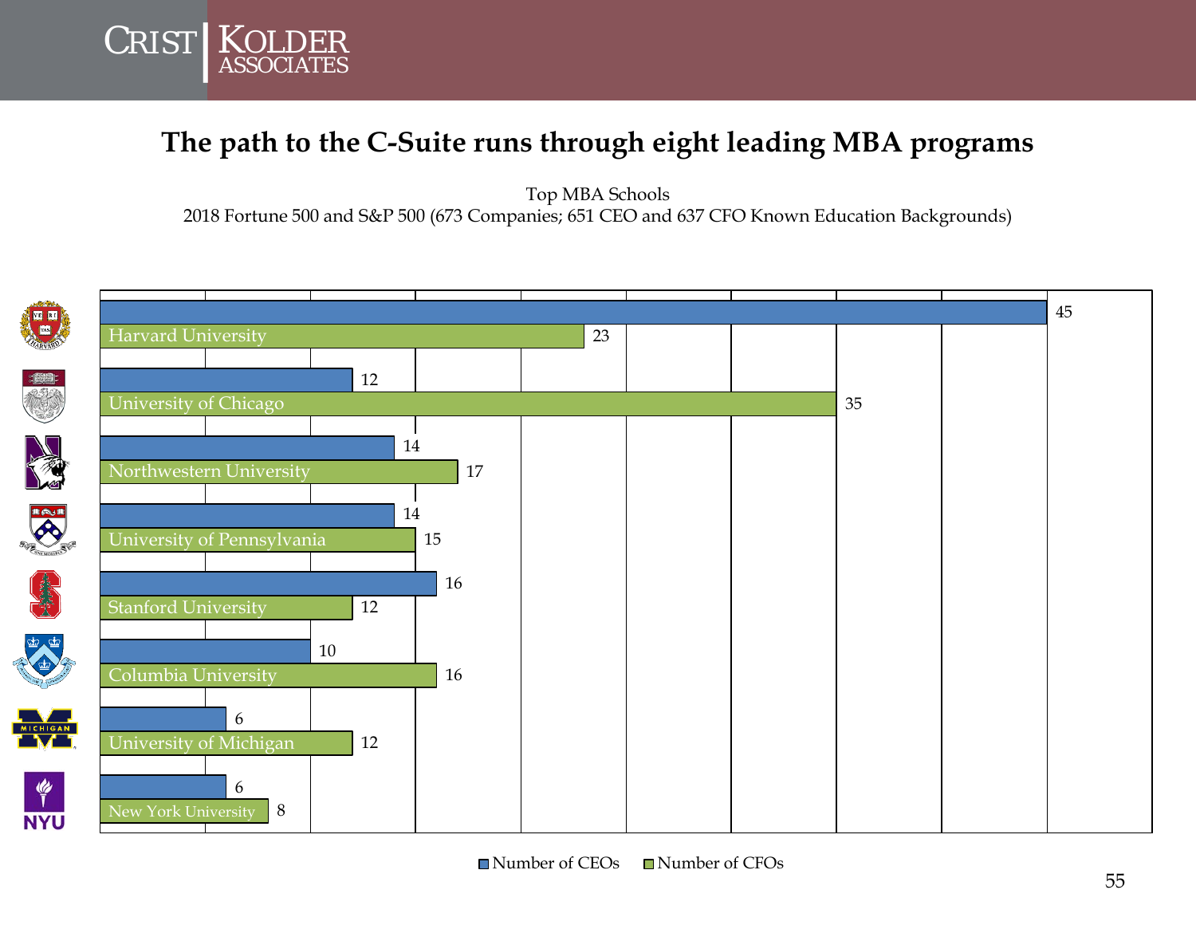# The path to the C-Suite runs through eight leading MBA programs

Top MBA Schools
2018 Fortune 500 and S&P 500 (673 Companies; 651 CEO and 637 CFO Known Education Backgrounds)

Harvard University
45
23

University of Chicago
12
35

Northwestern University
14
17

University of Pennsylvania
14
15

Stanford University
16
12

Columbia University
10
16

University of Michigan
6
12

New York University
6
8

Number of CEOs
Number of CFOs